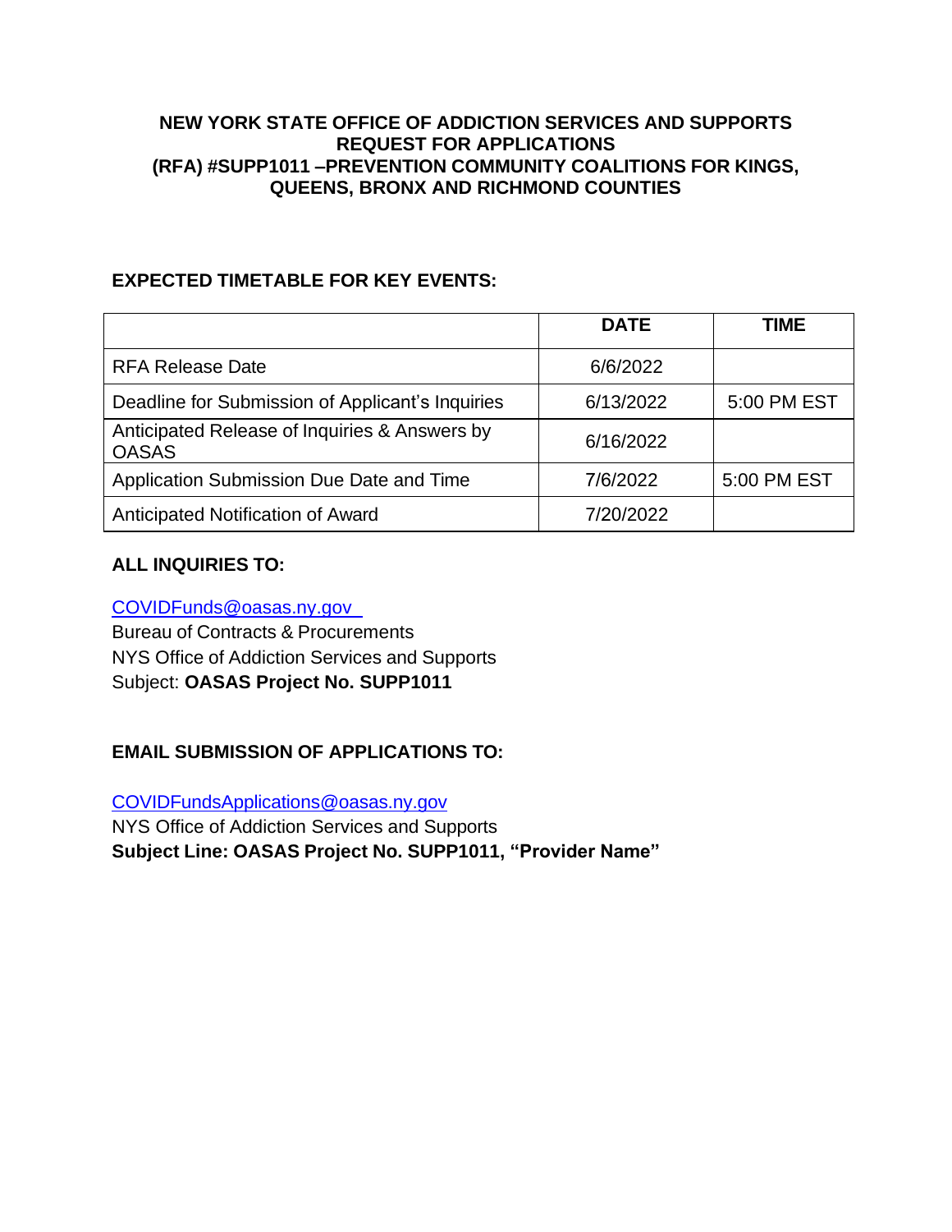# NEW YORK STATE OFFICE OF ADDICTION SERVICES AND SUPPORTS REQUEST FOR APPLICATIONS (RFA) #SUPP1011 –PREVENTION COMMUNITY COALITIONS FOR KINGS, QUEENS, BRONX AND RICHMOND COUNTIES

## EXPECTED TIMETABLE FOR KEY EVENTS:

| | DATE | TIME |
|---|---|---|
| RFA Release Date | 6/6/2022 | |
| Deadline for Submission of Applicant's Inquiries | 6/13/2022 | 5:00 PM EST |
| Anticipated Release of Inquiries & Answers by OASAS | 6/16/2022 | |
| Application Submission Due Date and Time | 7/6/2022 | 5:00 PM EST |
| Anticipated Notification of Award | 7/20/2022 | |

## ALL INQUIRIES TO:

COVIDFunds@oasas.ny.gov
Bureau of Contracts & Procurements
NYS Office of Addiction Services and Supports
Subject: **OASAS Project No. SUPP1011**

## EMAIL SUBMISSION OF APPLICATIONS TO:

COVIDFundsApplications@oasas.ny.gov
NYS Office of Addiction Services and Supports
**Subject Line: OASAS Project No. SUPP1011, "Provider Name"**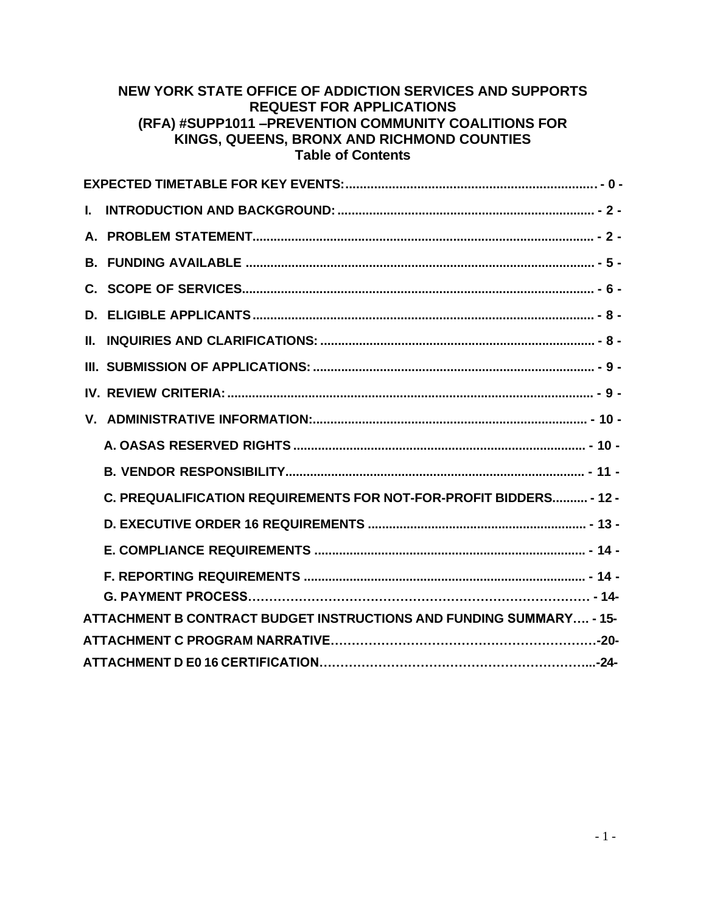# NEW YORK STATE OFFICE OF ADDICTION SERVICES AND SUPPORTS REQUEST FOR APPLICATIONS (RFA) #SUPP1011 –PREVENTION COMMUNITY COALITIONS FOR KINGS, QUEENS, BRONX AND RICHMOND COUNTIES

## Table of Contents

**EXPECTED TIMETABLE FOR KEY EVENTS:** ........ - 0 -

**I. INTRODUCTION AND BACKGROUND:** ........ - 2 -

**A. PROBLEM STATEMENT** ........ - 2 -

**B. FUNDING AVAILABLE** ........ - 5 -

**C. SCOPE OF SERVICES** ........ - 6 -

**D. ELIGIBLE APPLICANTS** ........ - 8 -

**II. INQUIRIES AND CLARIFICATIONS:** ........ - 8 -

**III. SUBMISSION OF APPLICATIONS:** ........ - 9 -

**IV. REVIEW CRITERIA:** ........ - 9 -

**V. ADMINISTRATIVE INFORMATION:** ........ - 10 -

- **A. OASAS RESERVED RIGHTS** ........ - 10 -
- **B. VENDOR RESPONSIBILITY** ........ - 11 -
- **C. PREQUALIFICATION REQUIREMENTS FOR NOT-FOR-PROFIT BIDDERS** ........ - 12 -
- **D. EXECUTIVE ORDER 16 REQUIREMENTS** ........ - 13 -
- **E. COMPLIANCE REQUIREMENTS** ........ - 14 -
- **F. REPORTING REQUIREMENTS** ........ - 14 -
- **G. PAYMENT PROCESS** ........ - 14-

**ATTACHMENT B CONTRACT BUDGET INSTRUCTIONS AND FUNDING SUMMARY** .... - 15-

**ATTACHMENT C PROGRAM NARRATIVE** ........ -20-

**ATTACHMENT D E0 16 CERTIFICATION** ........ -24-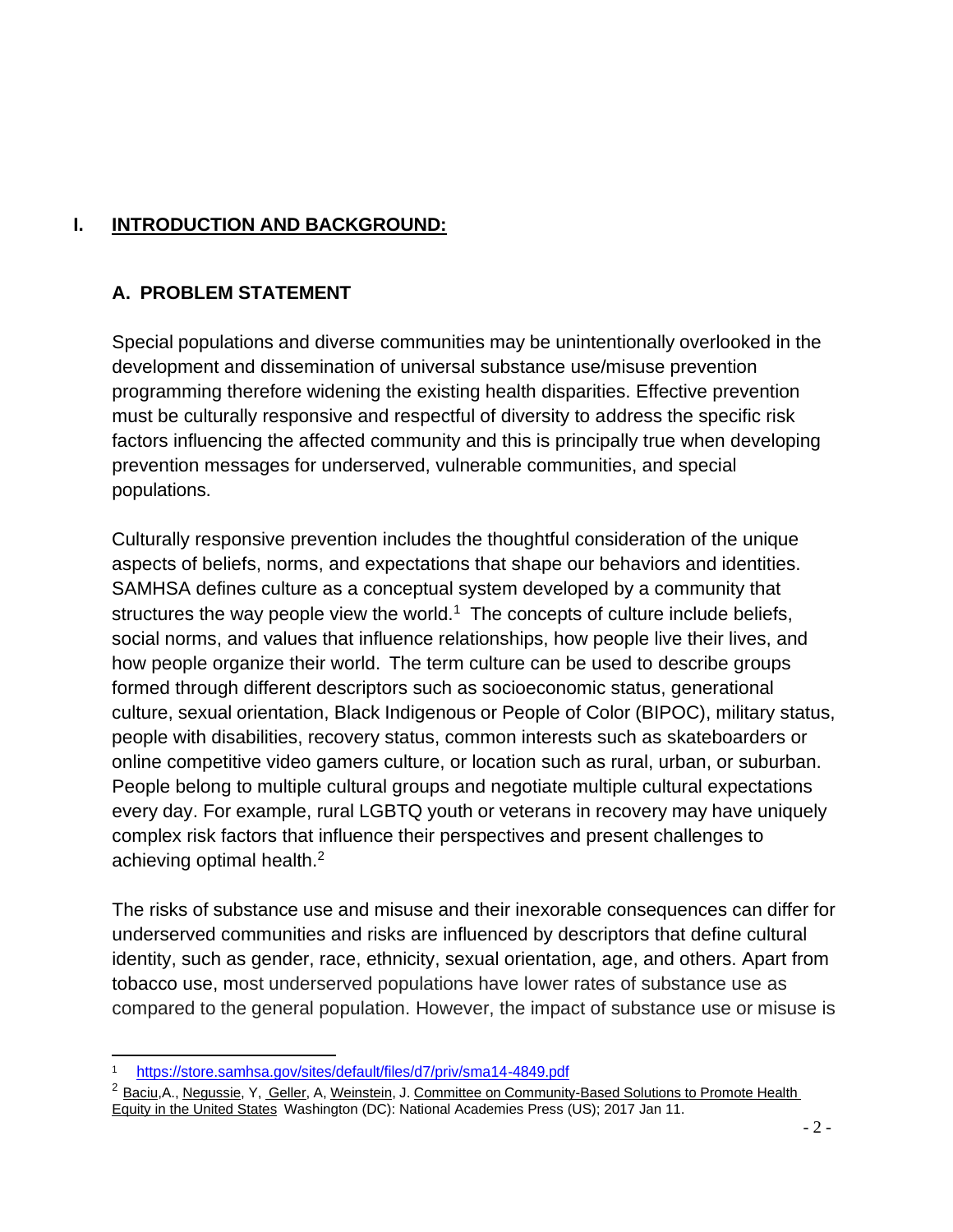# I. INTRODUCTION AND BACKGROUND:

## A. PROBLEM STATEMENT

Special populations and diverse communities may be unintentionally overlooked in the development and dissemination of universal substance use/misuse prevention programming therefore widening the existing health disparities. Effective prevention must be culturally responsive and respectful of diversity to address the specific risk factors influencing the affected community and this is principally true when developing prevention messages for underserved, vulnerable communities, and special populations.

Culturally responsive prevention includes the thoughtful consideration of the unique aspects of beliefs, norms, and expectations that shape our behaviors and identities. SAMHSA defines culture as a conceptual system developed by a community that structures the way people view the world.[1] The concepts of culture include beliefs, social norms, and values that influence relationships, how people live their lives, and how people organize their world. The term culture can be used to describe groups formed through different descriptors such as socioeconomic status, generational culture, sexual orientation, Black Indigenous or People of Color (BIPOC), military status, people with disabilities, recovery status, common interests such as skateboarders or online competitive video gamers culture, or location such as rural, urban, or suburban. People belong to multiple cultural groups and negotiate multiple cultural expectations every day. For example, rural LGBTQ youth or veterans in recovery may have uniquely complex risk factors that influence their perspectives and present challenges to achieving optimal health.[2]

The risks of substance use and misuse and their inexorable consequences can differ for underserved communities and risks are influenced by descriptors that define cultural identity, such as gender, race, ethnicity, sexual orientation, age, and others. Apart from tobacco use, most underserved populations have lower rates of substance use as compared to the general population. However, the impact of substance use or misuse is

---

[1] https://store.samhsa.gov/sites/default/files/d7/priv/sma14-4849.pdf

[2] Baciu,A., Negussie, Y, Geller, A, Weinstein, J. Committee on Community-Based Solutions to Promote Health Equity in the United States Washington (DC): National Academies Press (US); 2017 Jan 11.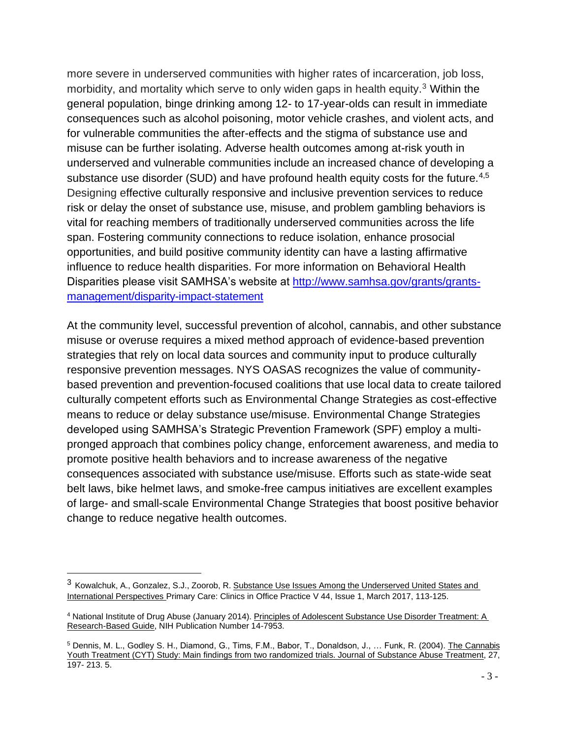more severe in underserved communities with higher rates of incarceration, job loss, morbidity, and mortality which serve to only widen gaps in health equity.[3] Within the general population, binge drinking among 12- to 17-year-olds can result in immediate consequences such as alcohol poisoning, motor vehicle crashes, and violent acts, and for vulnerable communities the after-effects and the stigma of substance use and misuse can be further isolating. Adverse health outcomes among at-risk youth in underserved and vulnerable communities include an increased chance of developing a substance use disorder (SUD) and have profound health equity costs for the future.[4,5] Designing effective culturally responsive and inclusive prevention services to reduce risk or delay the onset of substance use, misuse, and problem gambling behaviors is vital for reaching members of traditionally underserved communities across the life span. Fostering community connections to reduce isolation, enhance prosocial opportunities, and build positive community identity can have a lasting affirmative influence to reduce health disparities. For more information on Behavioral Health Disparities please visit SAMHSA's website at http://www.samhsa.gov/grants/grants-management/disparity-impact-statement

At the community level, successful prevention of alcohol, cannabis, and other substance misuse or overuse requires a mixed method approach of evidence-based prevention strategies that rely on local data sources and community input to produce culturally responsive prevention messages. NYS OASAS recognizes the value of community-based prevention and prevention-focused coalitions that use local data to create tailored culturally competent efforts such as Environmental Change Strategies as cost-effective means to reduce or delay substance use/misuse. Environmental Change Strategies developed using SAMHSA's Strategic Prevention Framework (SPF) employ a multi-pronged approach that combines policy change, enforcement awareness, and media to promote positive health behaviors and to increase awareness of the negative consequences associated with substance use/misuse. Efforts such as state-wide seat belt laws, bike helmet laws, and smoke-free campus initiatives are excellent examples of large- and small-scale Environmental Change Strategies that boost positive behavior change to reduce negative health outcomes.

---

[3] Kowalchuk, A., Gonzalez, S.J., Zoorob, R. Substance Use Issues Among the Underserved United States and International Perspectives Primary Care: Clinics in Office Practice V 44, Issue 1, March 2017, 113-125.

[4] National Institute of Drug Abuse (January 2014). Principles of Adolescent Substance Use Disorder Treatment: A Research-Based Guide, NIH Publication Number 14-7953.

[5] Dennis, M. L., Godley S. H., Diamond, G., Tims, F.M., Babor, T., Donaldson, J., … Funk, R. (2004). The Cannabis Youth Treatment (CYT) Study: Main findings from two randomized trials. Journal of Substance Abuse Treatment, 27, 197- 213. 5.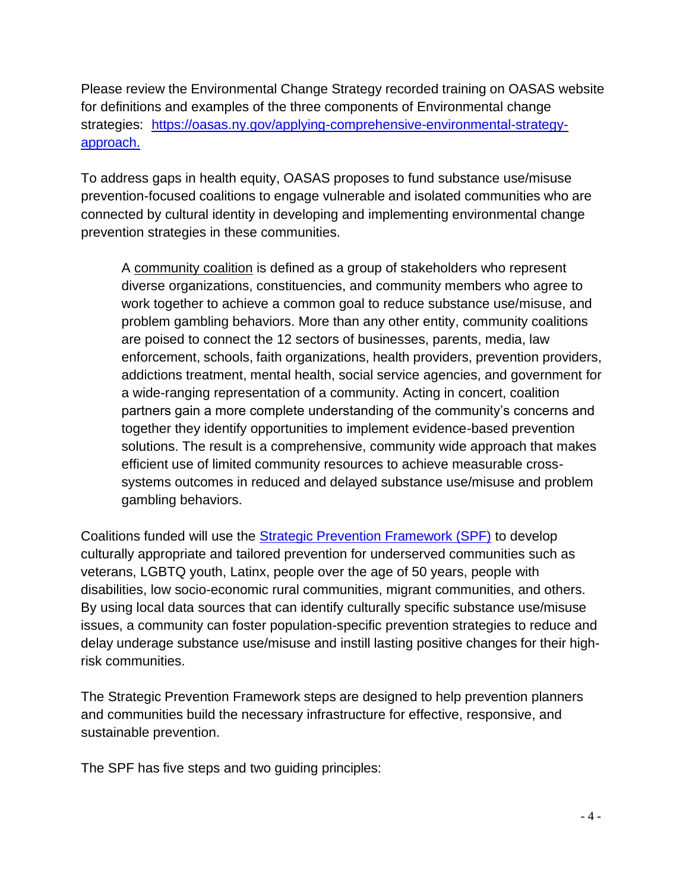Please review the Environmental Change Strategy recorded training on OASAS website for definitions and examples of the three components of Environmental change strategies: [https://oasas.ny.gov/applying-comprehensive-environmental-strategy-approach.](https://oasas.ny.gov/applying-comprehensive-environmental-strategy-approach)

To address gaps in health equity, OASAS proposes to fund substance use/misuse prevention-focused coalitions to engage vulnerable and isolated communities who are connected by cultural identity in developing and implementing environmental change prevention strategies in these communities.

> A community coalition is defined as a group of stakeholders who represent diverse organizations, constituencies, and community members who agree to work together to achieve a common goal to reduce substance use/misuse, and problem gambling behaviors. More than any other entity, community coalitions are poised to connect the 12 sectors of businesses, parents, media, law enforcement, schools, faith organizations, health providers, prevention providers, addictions treatment, mental health, social service agencies, and government for a wide-ranging representation of a community. Acting in concert, coalition partners gain a more complete understanding of the community's concerns and together they identify opportunities to implement evidence-based prevention solutions. The result is a comprehensive, community wide approach that makes efficient use of limited community resources to achieve measurable cross-systems outcomes in reduced and delayed substance use/misuse and problem gambling behaviors.

Coalitions funded will use the [Strategic Prevention Framework (SPF)]() to develop culturally appropriate and tailored prevention for underserved communities such as veterans, LGBTQ youth, Latinx, people over the age of 50 years, people with disabilities, low socio-economic rural communities, migrant communities, and others. By using local data sources that can identify culturally specific substance use/misuse issues, a community can foster population-specific prevention strategies to reduce and delay underage substance use/misuse and instill lasting positive changes for their high-risk communities.

The Strategic Prevention Framework steps are designed to help prevention planners and communities build the necessary infrastructure for effective, responsive, and sustainable prevention.

The SPF has five steps and two guiding principles: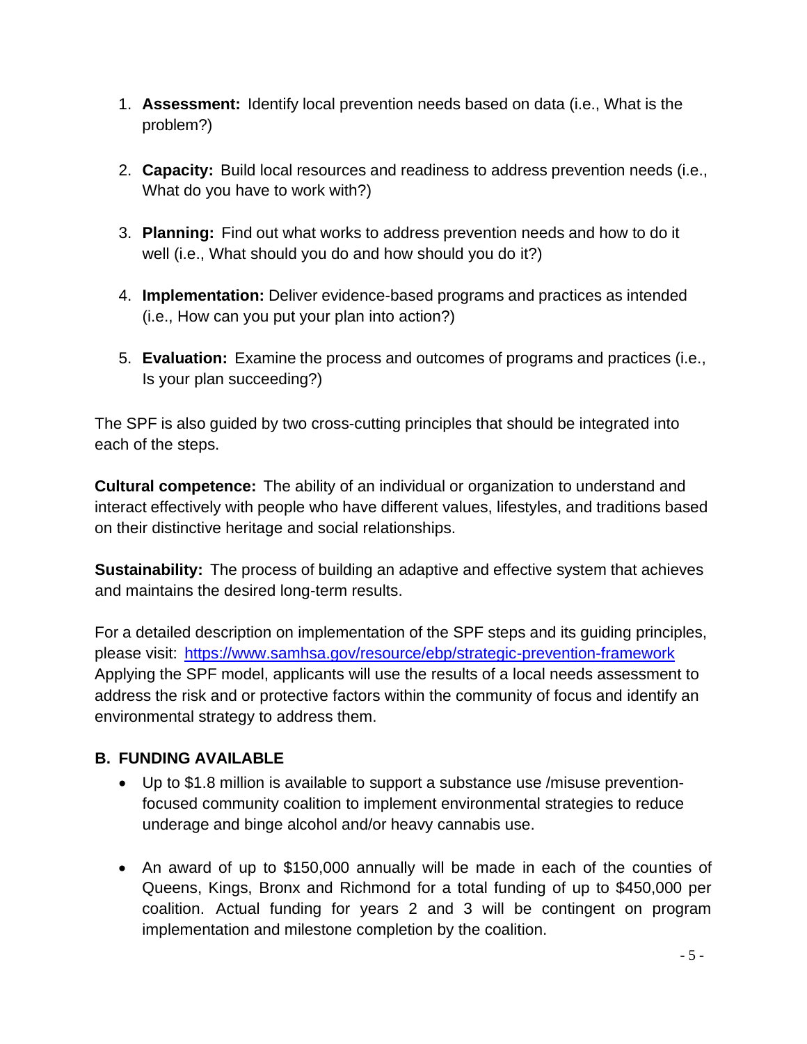1. **Assessment:** Identify local prevention needs based on data (i.e., What is the problem?)

2. **Capacity:** Build local resources and readiness to address prevention needs (i.e., What do you have to work with?)

3. **Planning:** Find out what works to address prevention needs and how to do it well (i.e., What should you do and how should you do it?)

4. **Implementation:** Deliver evidence-based programs and practices as intended (i.e., How can you put your plan into action?)

5. **Evaluation:** Examine the process and outcomes of programs and practices (i.e., Is your plan succeeding?)

The SPF is also guided by two cross-cutting principles that should be integrated into each of the steps.

**Cultural competence:** The ability of an individual or organization to understand and interact effectively with people who have different values, lifestyles, and traditions based on their distinctive heritage and social relationships.

**Sustainability:** The process of building an adaptive and effective system that achieves and maintains the desired long-term results.

For a detailed description on implementation of the SPF steps and its guiding principles, please visit: https://www.samhsa.gov/resource/ebp/strategic-prevention-framework Applying the SPF model, applicants will use the results of a local needs assessment to address the risk and or protective factors within the community of focus and identify an environmental strategy to address them.

## B. FUNDING AVAILABLE

- Up to $1.8 million is available to support a substance use /misuse prevention-focused community coalition to implement environmental strategies to reduce underage and binge alcohol and/or heavy cannabis use.

- An award of up to $150,000 annually will be made in each of the counties of Queens, Kings, Bronx and Richmond for a total funding of up to $450,000 per coalition. Actual funding for years 2 and 3 will be contingent on program implementation and milestone completion by the coalition.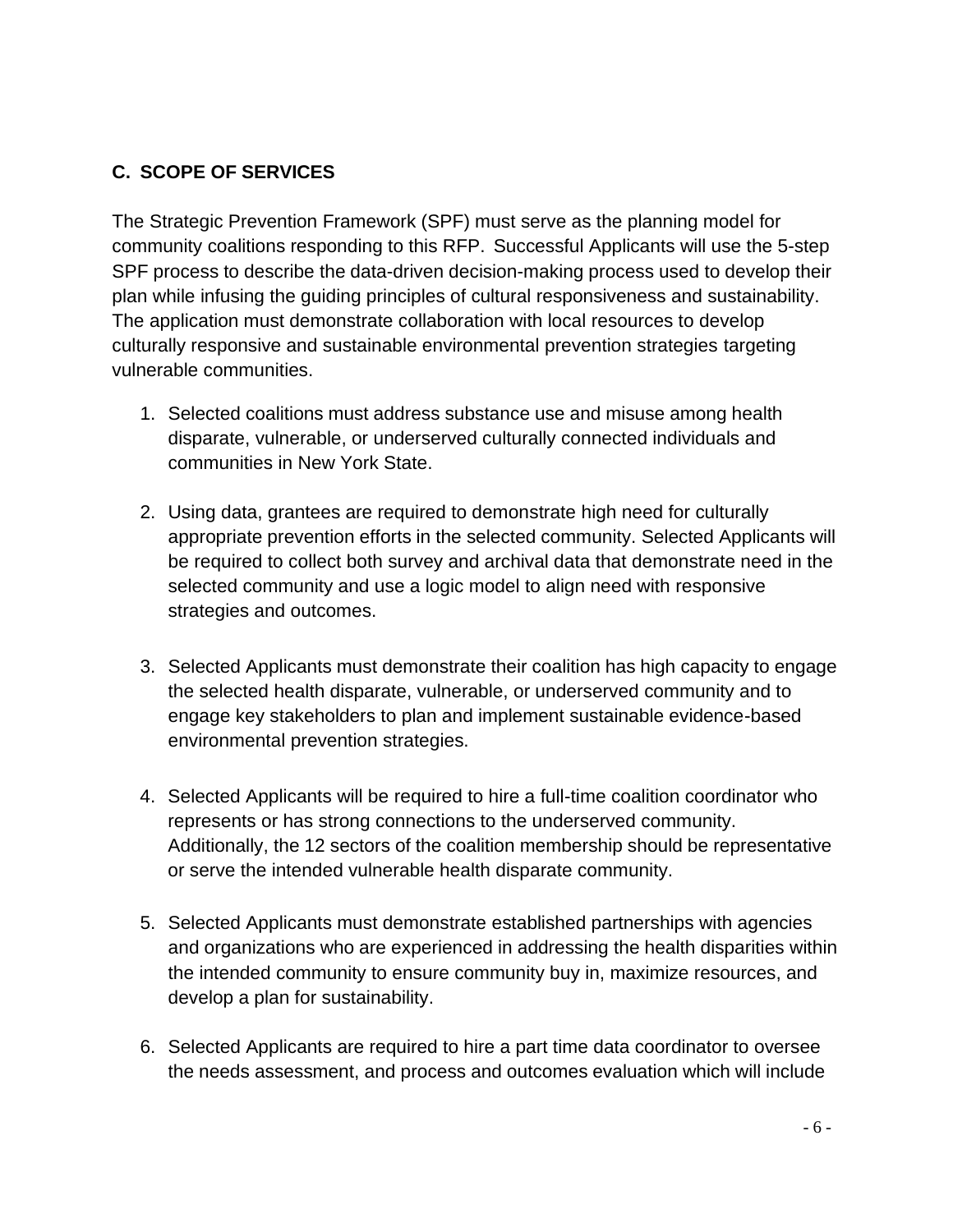## C. SCOPE OF SERVICES

The Strategic Prevention Framework (SPF) must serve as the planning model for community coalitions responding to this RFP. Successful Applicants will use the 5-step SPF process to describe the data-driven decision-making process used to develop their plan while infusing the guiding principles of cultural responsiveness and sustainability. The application must demonstrate collaboration with local resources to develop culturally responsive and sustainable environmental prevention strategies targeting vulnerable communities.

1. Selected coalitions must address substance use and misuse among health disparate, vulnerable, or underserved culturally connected individuals and communities in New York State.

2. Using data, grantees are required to demonstrate high need for culturally appropriate prevention efforts in the selected community. Selected Applicants will be required to collect both survey and archival data that demonstrate need in the selected community and use a logic model to align need with responsive strategies and outcomes.

3. Selected Applicants must demonstrate their coalition has high capacity to engage the selected health disparate, vulnerable, or underserved community and to engage key stakeholders to plan and implement sustainable evidence-based environmental prevention strategies.

4. Selected Applicants will be required to hire a full-time coalition coordinator who represents or has strong connections to the underserved community. Additionally, the 12 sectors of the coalition membership should be representative or serve the intended vulnerable health disparate community.

5. Selected Applicants must demonstrate established partnerships with agencies and organizations who are experienced in addressing the health disparities within the intended community to ensure community buy in, maximize resources, and develop a plan for sustainability.

6. Selected Applicants are required to hire a part time data coordinator to oversee the needs assessment, and process and outcomes evaluation which will include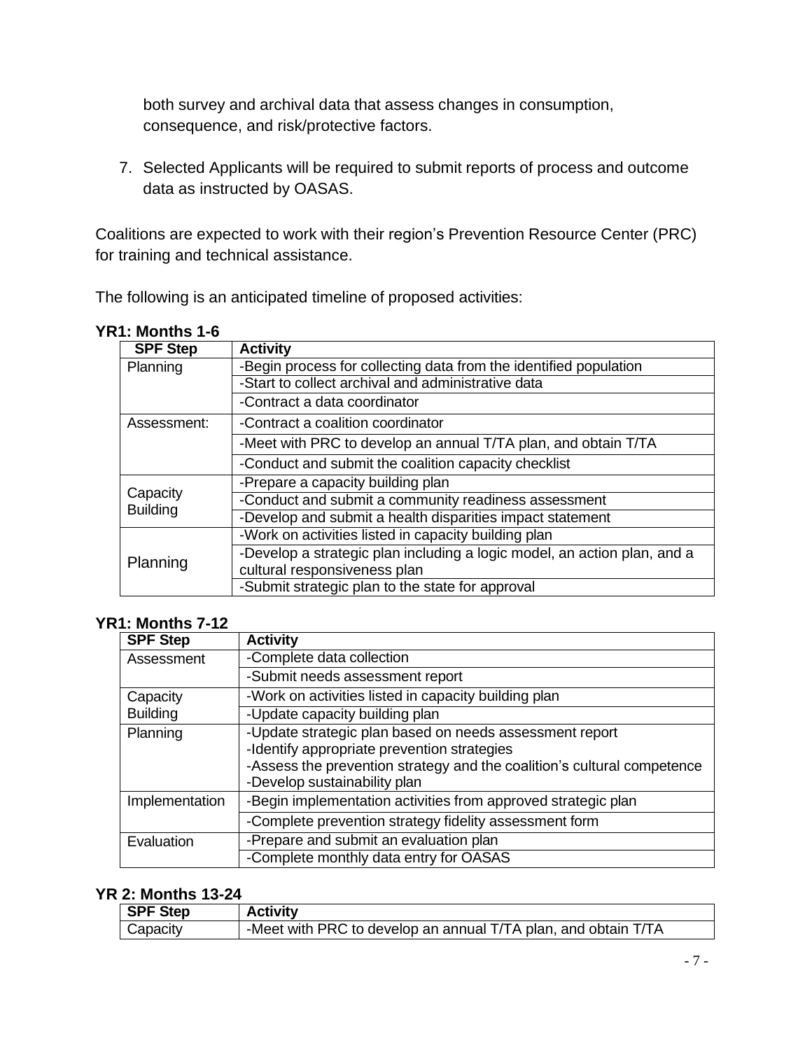both survey and archival data that assess changes in consumption, consequence, and risk/protective factors.

7. Selected Applicants will be required to submit reports of process and outcome data as instructed by OASAS.

Coalitions are expected to work with their region's Prevention Resource Center (PRC) for training and technical assistance.

The following is an anticipated timeline of proposed activities:

**YR1: Months 1-6**

| SPF Step | Activity |
|---|---|
| Planning | -Begin process for collecting data from the identified population |
| | -Start to collect archival and administrative data |
| | -Contract a data coordinator |
| Assessment: | -Contract a coalition coordinator |
| | -Meet with PRC to develop an annual T/TA plan, and obtain T/TA |
| | -Conduct and submit the coalition capacity checklist |
| Capacity Building | -Prepare a capacity building plan |
| | -Conduct and submit a community readiness assessment |
| | -Develop and submit a health disparities impact statement |
| Planning | -Work on activities listed in capacity building plan |
| | -Develop a strategic plan including a logic model, an action plan, and a cultural responsiveness plan |
| | -Submit strategic plan to the state for approval |

**YR1: Months 7-12**

| SPF Step | Activity |
|---|---|
| Assessment | -Complete data collection |
| | -Submit needs assessment report |
| Capacity Building | -Work on activities listed in capacity building plan |
| | -Update capacity building plan |
| Planning | -Update strategic plan based on needs assessment report<br>-Identify appropriate prevention strategies<br>-Assess the prevention strategy and the coalition's cultural competence<br>-Develop sustainability plan |
| Implementation | -Begin implementation activities from approved strategic plan |
| | -Complete prevention strategy fidelity assessment form |
| Evaluation | -Prepare and submit an evaluation plan |
| | -Complete monthly data entry for OASAS |

**YR 2: Months 13-24**

| SPF Step | Activity |
|---|---|
| Capacity | -Meet with PRC to develop an annual T/TA plan, and obtain T/TA |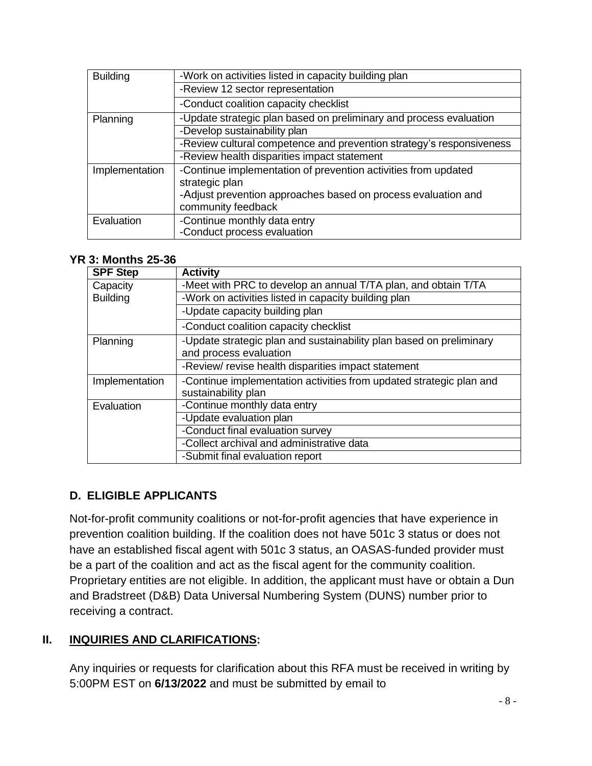| | |
|---|---|
| Building | -Work on activities listed in capacity building plan |
| | -Review 12 sector representation |
| | -Conduct coalition capacity checklist |
| Planning | -Update strategic plan based on preliminary and process evaluation |
| | -Develop sustainability plan |
| | -Review cultural competence and prevention strategy's responsiveness |
| | -Review health disparities impact statement |
| Implementation | -Continue implementation of prevention activities from updated strategic plan<br>-Adjust prevention approaches based on process evaluation and community feedback |
| Evaluation | -Continue monthly data entry<br>-Conduct process evaluation |

**YR 3: Months 25-36**

| SPF Step | Activity |
|---|---|
| Capacity Building | -Meet with PRC to develop an annual T/TA plan, and obtain T/TA |
| | -Work on activities listed in capacity building plan |
| | -Update capacity building plan |
| | -Conduct coalition capacity checklist |
| Planning | -Update strategic plan and sustainability plan based on preliminary and process evaluation |
| | -Review/ revise health disparities impact statement |
| Implementation | -Continue implementation activities from updated strategic plan and sustainability plan |
| Evaluation | -Continue monthly data entry |
| | -Update evaluation plan |
| | -Conduct final evaluation survey |
| | -Collect archival and administrative data |
| | -Submit final evaluation report |

### D. ELIGIBLE APPLICANTS

Not-for-profit community coalitions or not-for-profit agencies that have experience in prevention coalition building. If the coalition does not have 501c 3 status or does not have an established fiscal agent with 501c 3 status, an OASAS-funded provider must be a part of the coalition and act as the fiscal agent for the community coalition. Proprietary entities are not eligible. In addition, the applicant must have or obtain a Dun and Bradstreet (D&B) Data Universal Numbering System (DUNS) number prior to receiving a contract.

## II. INQUIRIES AND CLARIFICATIONS:

Any inquiries or requests for clarification about this RFA must be received in writing by 5:00PM EST on **6/13/2022** and must be submitted by email to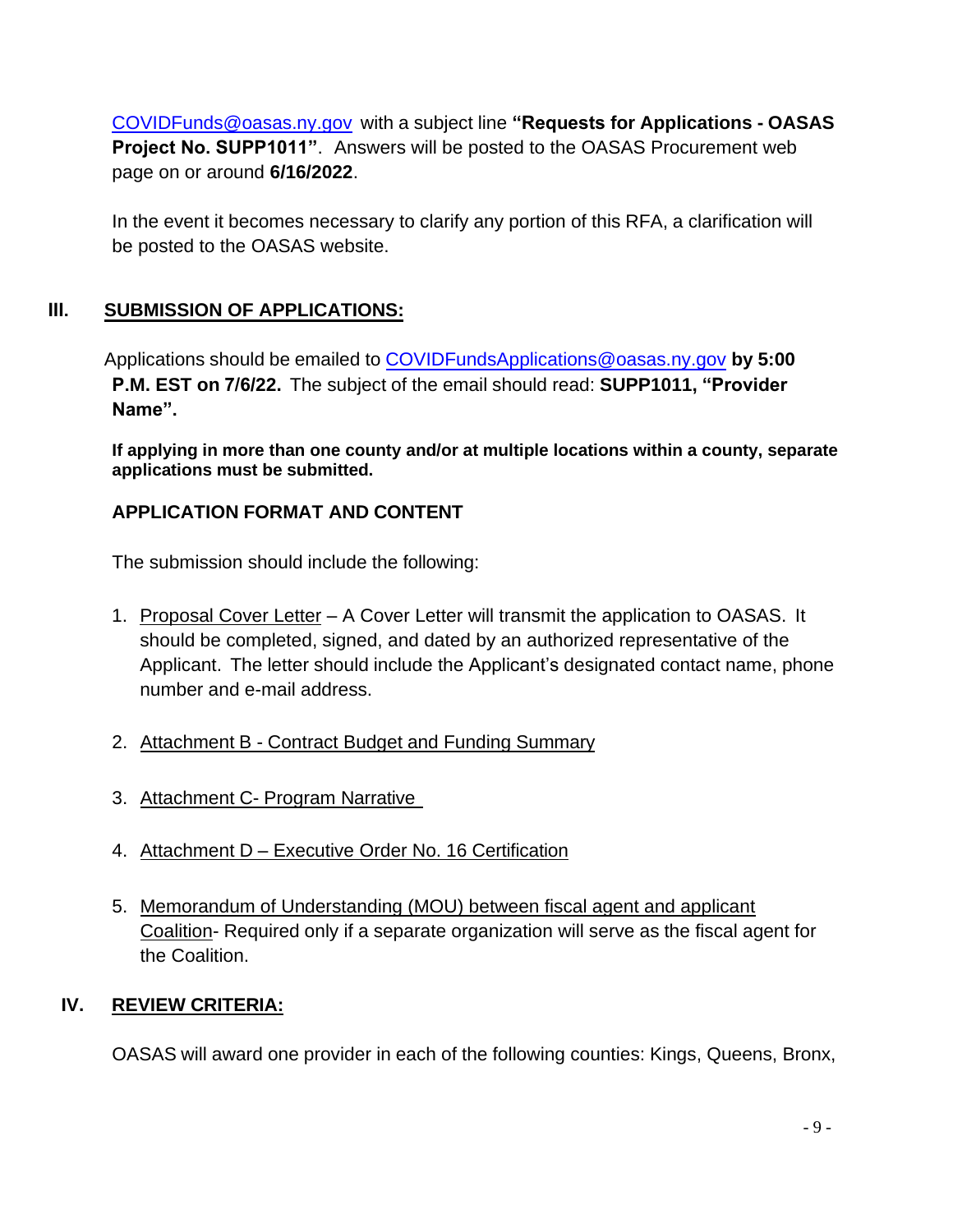COVIDFunds@oasas.ny.gov with a subject line **"Requests for Applications - OASAS Project No. SUPP1011"**. Answers will be posted to the OASAS Procurement web page on or around **6/16/2022**.

In the event it becomes necessary to clarify any portion of this RFA, a clarification will be posted to the OASAS website.

## III. SUBMISSION OF APPLICATIONS:

Applications should be emailed to COVIDFundsApplications@oasas.ny.gov **by 5:00 P.M. EST on 7/6/22.** The subject of the email should read: **SUPP1011, "Provider Name".**

**If applying in more than one county and/or at multiple locations within a county, separate applications must be submitted.**

### APPLICATION FORMAT AND CONTENT

The submission should include the following:

1. Proposal Cover Letter – A Cover Letter will transmit the application to OASAS. It should be completed, signed, and dated by an authorized representative of the Applicant. The letter should include the Applicant's designated contact name, phone number and e-mail address.

2. Attachment B - Contract Budget and Funding Summary

3. Attachment C- Program Narrative

4. Attachment D – Executive Order No. 16 Certification

5. Memorandum of Understanding (MOU) between fiscal agent and applicant Coalition- Required only if a separate organization will serve as the fiscal agent for the Coalition.

## IV. REVIEW CRITERIA:

OASAS will award one provider in each of the following counties: Kings, Queens, Bronx,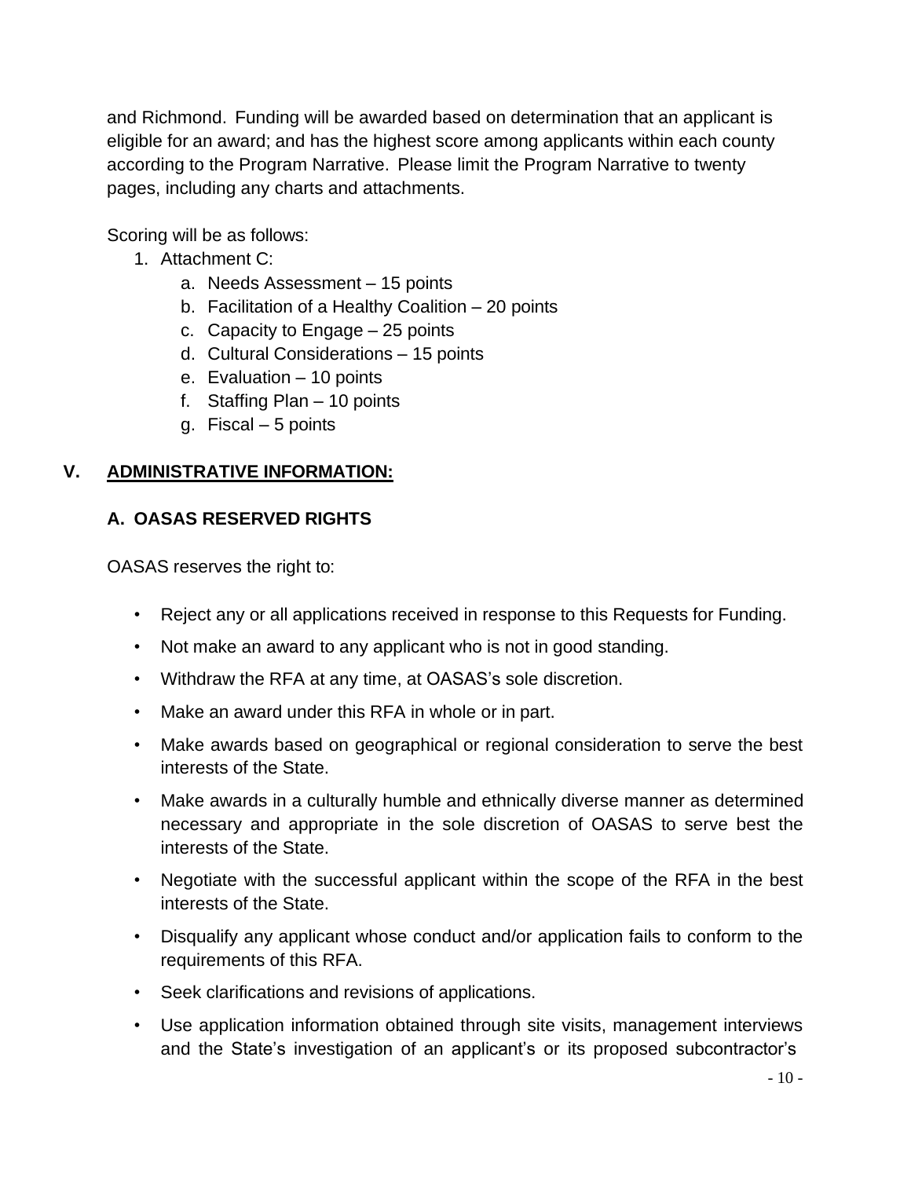and Richmond. Funding will be awarded based on determination that an applicant is eligible for an award; and has the highest score among applicants within each county according to the Program Narrative. Please limit the Program Narrative to twenty pages, including any charts and attachments.

Scoring will be as follows:

1. Attachment C:
   a. Needs Assessment – 15 points
   b. Facilitation of a Healthy Coalition – 20 points
   c. Capacity to Engage – 25 points
   d. Cultural Considerations – 15 points
   e. Evaluation – 10 points
   f. Staffing Plan – 10 points
   g. Fiscal – 5 points

## V. ADMINISTRATIVE INFORMATION:

### A. OASAS RESERVED RIGHTS

OASAS reserves the right to:

- Reject any or all applications received in response to this Requests for Funding.
- Not make an award to any applicant who is not in good standing.
- Withdraw the RFA at any time, at OASAS's sole discretion.
- Make an award under this RFA in whole or in part.
- Make awards based on geographical or regional consideration to serve the best interests of the State.
- Make awards in a culturally humble and ethnically diverse manner as determined necessary and appropriate in the sole discretion of OASAS to serve best the interests of the State.
- Negotiate with the successful applicant within the scope of the RFA in the best interests of the State.
- Disqualify any applicant whose conduct and/or application fails to conform to the requirements of this RFA.
- Seek clarifications and revisions of applications.
- Use application information obtained through site visits, management interviews and the State's investigation of an applicant's or its proposed subcontractor's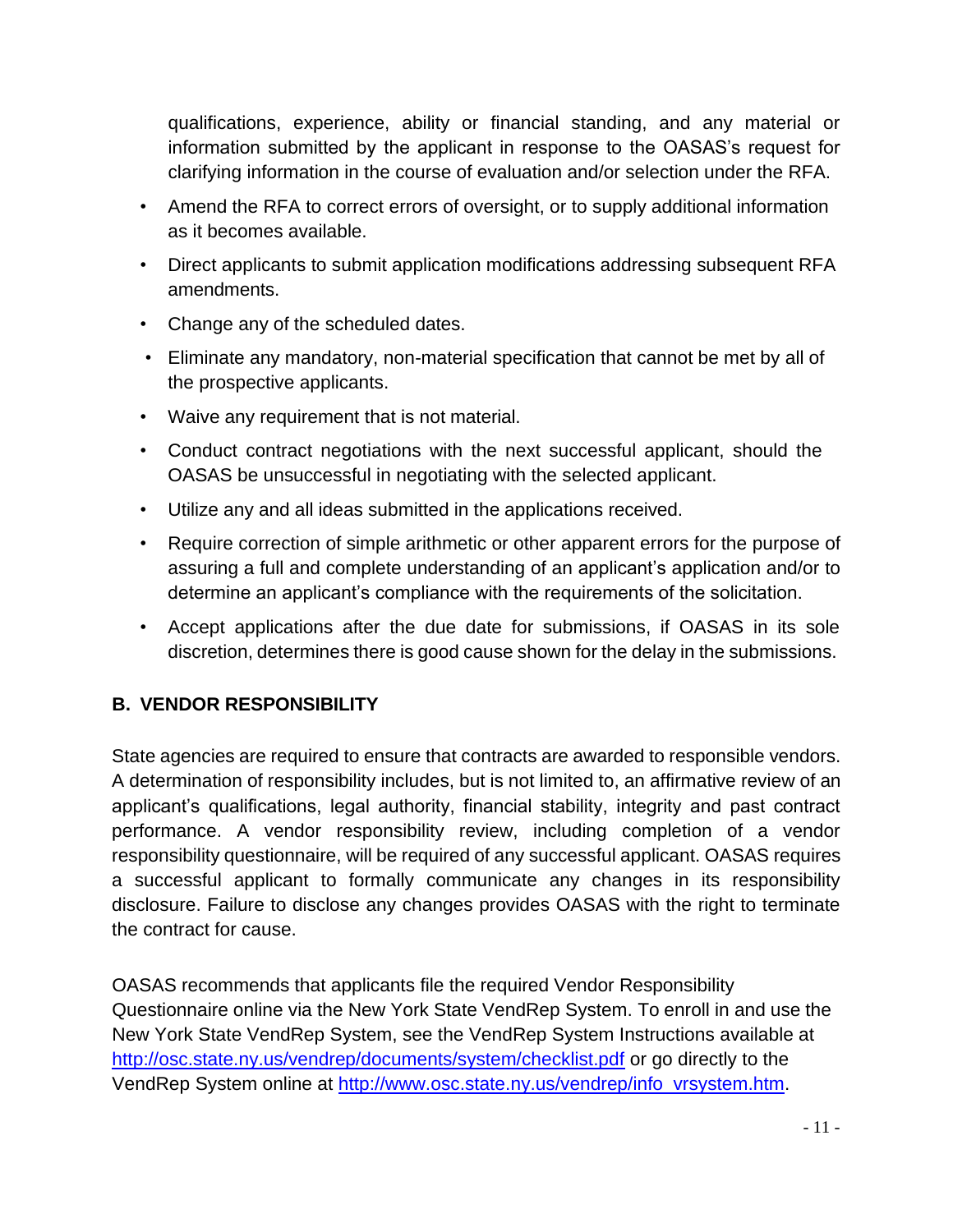qualifications, experience, ability or financial standing, and any material or information submitted by the applicant in response to the OASAS's request for clarifying information in the course of evaluation and/or selection under the RFA.

- Amend the RFA to correct errors of oversight, or to supply additional information as it becomes available.
- Direct applicants to submit application modifications addressing subsequent RFA amendments.
- Change any of the scheduled dates.
- Eliminate any mandatory, non-material specification that cannot be met by all of the prospective applicants.
- Waive any requirement that is not material.
- Conduct contract negotiations with the next successful applicant, should the OASAS be unsuccessful in negotiating with the selected applicant.
- Utilize any and all ideas submitted in the applications received.
- Require correction of simple arithmetic or other apparent errors for the purpose of assuring a full and complete understanding of an applicant's application and/or to determine an applicant's compliance with the requirements of the solicitation.
- Accept applications after the due date for submissions, if OASAS in its sole discretion, determines there is good cause shown for the delay in the submissions.

## B. VENDOR RESPONSIBILITY

State agencies are required to ensure that contracts are awarded to responsible vendors. A determination of responsibility includes, but is not limited to, an affirmative review of an applicant's qualifications, legal authority, financial stability, integrity and past contract performance. A vendor responsibility review, including completion of a vendor responsibility questionnaire, will be required of any successful applicant. OASAS requires a successful applicant to formally communicate any changes in its responsibility disclosure. Failure to disclose any changes provides OASAS with the right to terminate the contract for cause.

OASAS recommends that applicants file the required Vendor Responsibility Questionnaire online via the New York State VendRep System. To enroll in and use the New York State VendRep System, see the VendRep System Instructions available at [http://osc.state.ny.us/vendrep/documents/system/checklist.pdf](http://osc.state.ny.us/vendrep/documents/system/checklist.pdf) or go directly to the VendRep System online at [http://www.osc.state.ny.us/vendrep/info_vrsystem.htm](http://www.osc.state.ny.us/vendrep/info_vrsystem.htm).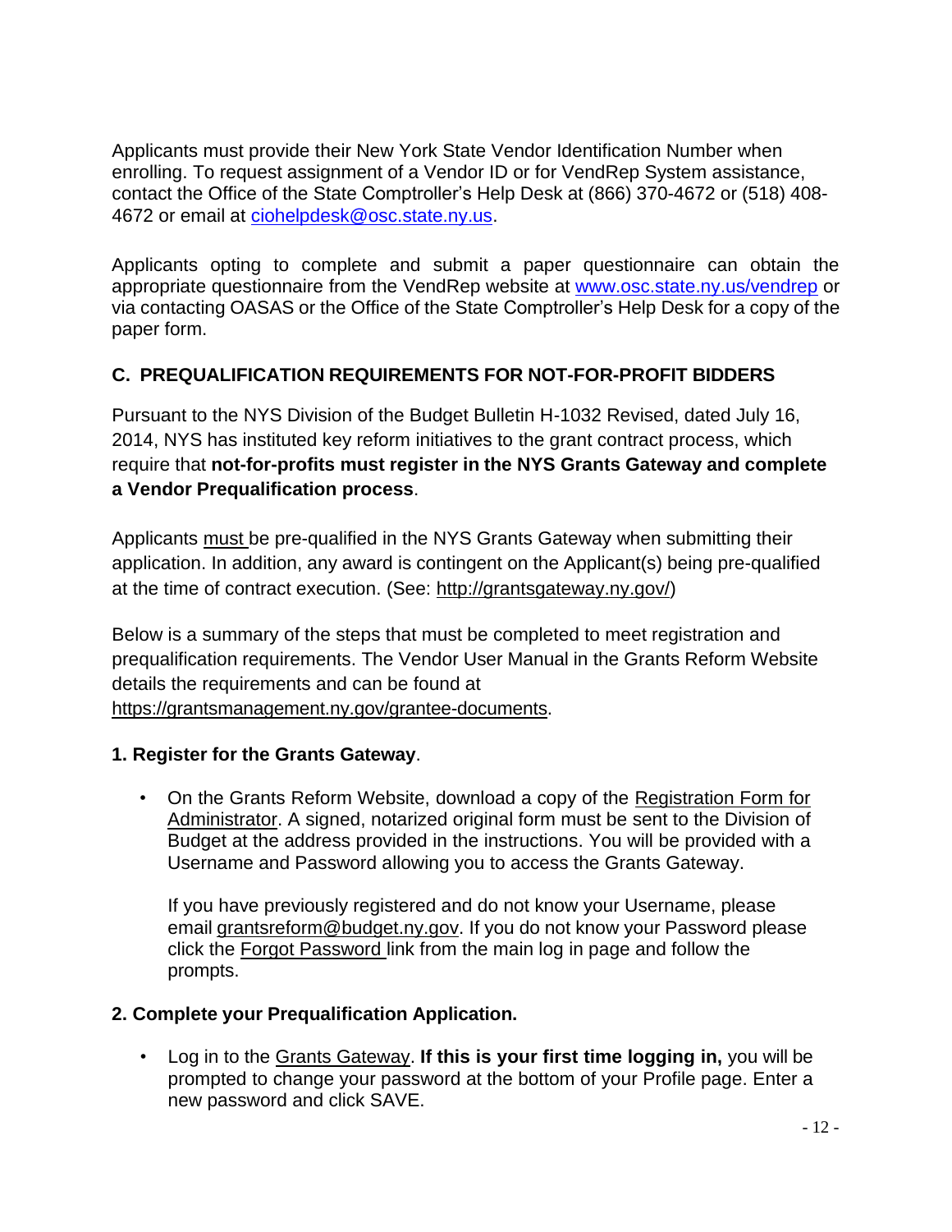Applicants must provide their New York State Vendor Identification Number when enrolling. To request assignment of a Vendor ID or for VendRep System assistance, contact the Office of the State Comptroller's Help Desk at (866) 370-4672 or (518) 408-4672 or email at ciohelpdesk@osc.state.ny.us.

Applicants opting to complete and submit a paper questionnaire can obtain the appropriate questionnaire from the VendRep website at www.osc.state.ny.us/vendrep or via contacting OASAS or the Office of the State Comptroller's Help Desk for a copy of the paper form.

## C. PREQUALIFICATION REQUIREMENTS FOR NOT-FOR-PROFIT BIDDERS

Pursuant to the NYS Division of the Budget Bulletin H-1032 Revised, dated July 16, 2014, NYS has instituted key reform initiatives to the grant contract process, which require that **not-for-profits must register in the NYS Grants Gateway and complete a Vendor Prequalification process**.

Applicants must be pre-qualified in the NYS Grants Gateway when submitting their application. In addition, any award is contingent on the Applicant(s) being pre-qualified at the time of contract execution. (See: http://grantsgateway.ny.gov/)

Below is a summary of the steps that must be completed to meet registration and prequalification requirements. The Vendor User Manual in the Grants Reform Website details the requirements and can be found at https://grantsmanagement.ny.gov/grantee-documents.

**1. Register for the Grants Gateway**.

- On the Grants Reform Website, download a copy of the Registration Form for Administrator. A signed, notarized original form must be sent to the Division of Budget at the address provided in the instructions. You will be provided with a Username and Password allowing you to access the Grants Gateway.

  If you have previously registered and do not know your Username, please email grantsreform@budget.ny.gov. If you do not know your Password please click the Forgot Password link from the main log in page and follow the prompts.

**2. Complete your Prequalification Application.**

- Log in to the Grants Gateway. **If this is your first time logging in,** you will be prompted to change your password at the bottom of your Profile page. Enter a new password and click SAVE.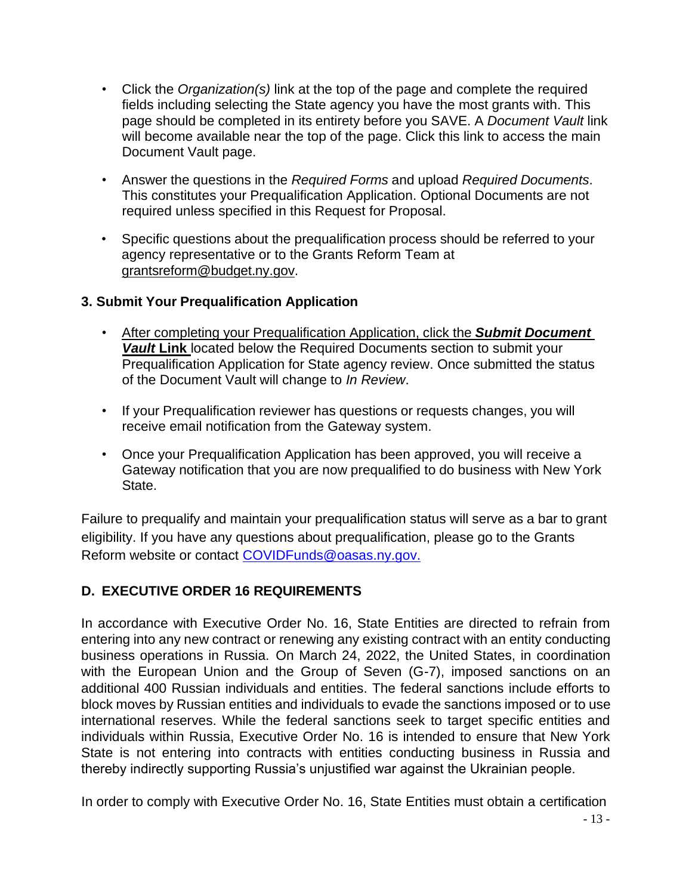- Click the *Organization(s)* link at the top of the page and complete the required fields including selecting the State agency you have the most grants with. This page should be completed in its entirety before you SAVE. A *Document Vault* link will become available near the top of the page. Click this link to access the main Document Vault page.
- Answer the questions in the *Required Forms* and upload *Required Documents*. This constitutes your Prequalification Application. Optional Documents are not required unless specified in this Request for Proposal.
- Specific questions about the prequalification process should be referred to your agency representative or to the Grants Reform Team at grantsreform@budget.ny.gov.

**3. Submit Your Prequalification Application**

- After completing your Prequalification Application, click the ***Submit Document Vault* Link** located below the Required Documents section to submit your Prequalification Application for State agency review. Once submitted the status of the Document Vault will change to *In Review*.
- If your Prequalification reviewer has questions or requests changes, you will receive email notification from the Gateway system.
- Once your Prequalification Application has been approved, you will receive a Gateway notification that you are now prequalified to do business with New York State.

Failure to prequalify and maintain your prequalification status will serve as a bar to grant eligibility. If you have any questions about prequalification, please go to the Grants Reform website or contact COVIDFunds@oasas.ny.gov.

## D. EXECUTIVE ORDER 16 REQUIREMENTS

In accordance with Executive Order No. 16, State Entities are directed to refrain from entering into any new contract or renewing any existing contract with an entity conducting business operations in Russia. On March 24, 2022, the United States, in coordination with the European Union and the Group of Seven (G-7), imposed sanctions on an additional 400 Russian individuals and entities. The federal sanctions include efforts to block moves by Russian entities and individuals to evade the sanctions imposed or to use international reserves. While the federal sanctions seek to target specific entities and individuals within Russia, Executive Order No. 16 is intended to ensure that New York State is not entering into contracts with entities conducting business in Russia and thereby indirectly supporting Russia's unjustified war against the Ukrainian people.

In order to comply with Executive Order No. 16, State Entities must obtain a certification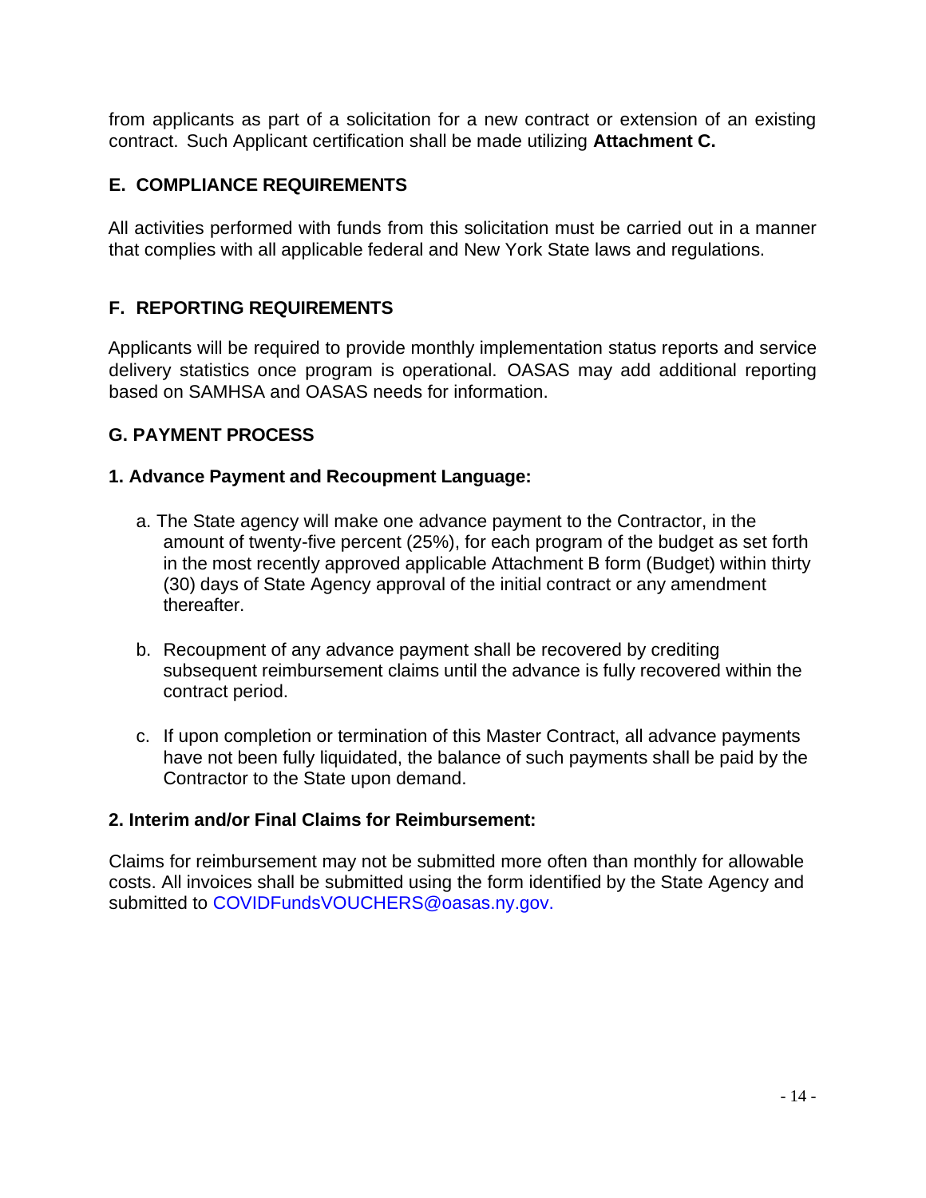from applicants as part of a solicitation for a new contract or extension of an existing contract. Such Applicant certification shall be made utilizing **Attachment C.**

## E. COMPLIANCE REQUIREMENTS

All activities performed with funds from this solicitation must be carried out in a manner that complies with all applicable federal and New York State laws and regulations.

## F. REPORTING REQUIREMENTS

Applicants will be required to provide monthly implementation status reports and service delivery statistics once program is operational. OASAS may add additional reporting based on SAMHSA and OASAS needs for information.

## G. PAYMENT PROCESS

### 1. Advance Payment and Recoupment Language:

a. The State agency will make one advance payment to the Contractor, in the amount of twenty-five percent (25%), for each program of the budget as set forth in the most recently approved applicable Attachment B form (Budget) within thirty (30) days of State Agency approval of the initial contract or any amendment thereafter.

b. Recoupment of any advance payment shall be recovered by crediting subsequent reimbursement claims until the advance is fully recovered within the contract period.

c. If upon completion or termination of this Master Contract, all advance payments have not been fully liquidated, the balance of such payments shall be paid by the Contractor to the State upon demand.

### 2. Interim and/or Final Claims for Reimbursement:

Claims for reimbursement may not be submitted more often than monthly for allowable costs. All invoices shall be submitted using the form identified by the State Agency and submitted to COVIDFundsVOUCHERS@oasas.ny.gov.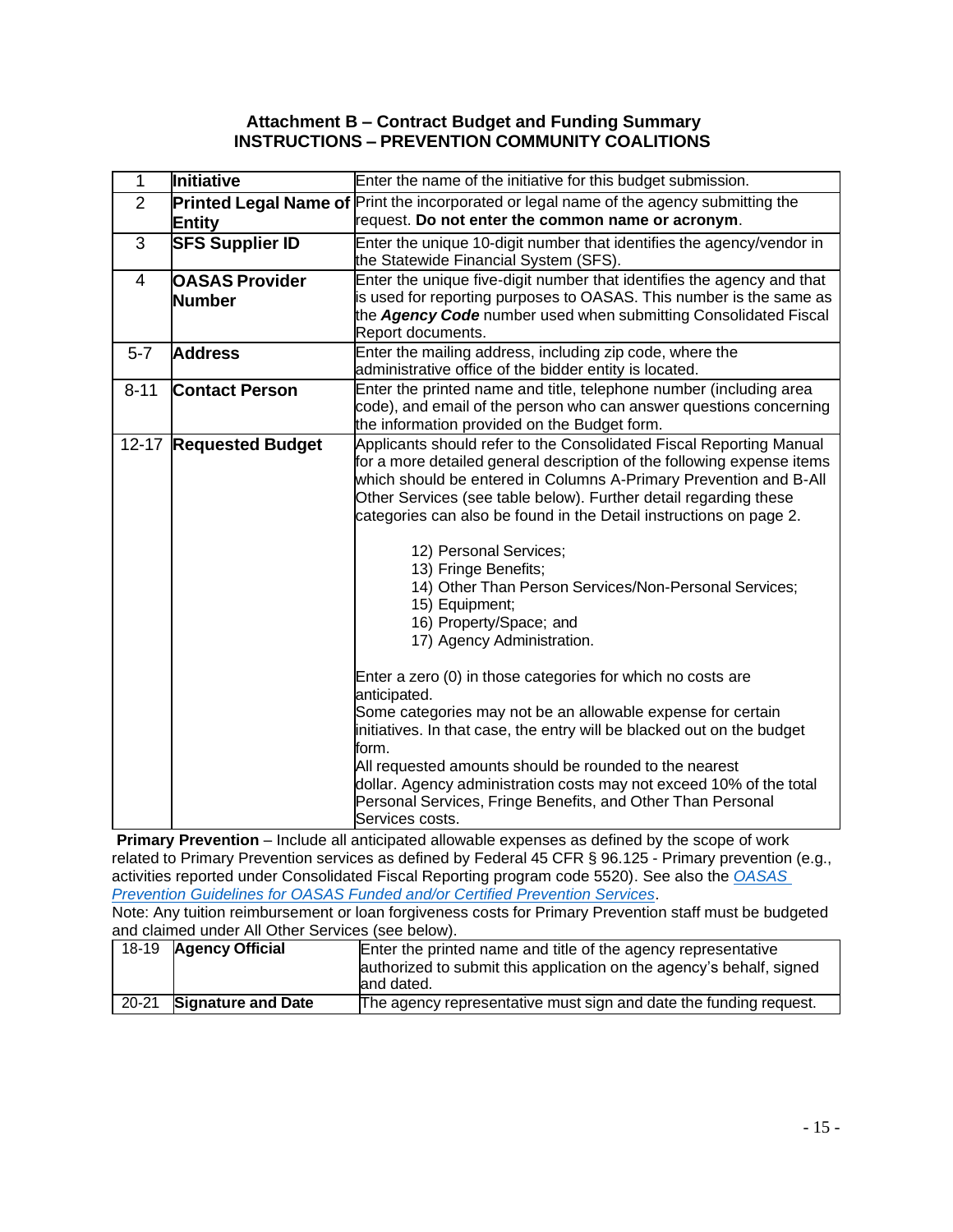**Attachment B – Contract Budget and Funding Summary**
**INSTRUCTIONS – PREVENTION COMMUNITY COALITIONS**

| | | |
|---|---|---|
| 1 | **Initiative** | Enter the name of the initiative for this budget submission. |
| 2 | **Printed Legal Name of Entity** | Print the incorporated or legal name of the agency submitting the request. **Do not enter the common name or acronym**. |
| 3 | **SFS Supplier ID** | Enter the unique 10-digit number that identifies the agency/vendor in the Statewide Financial System (SFS). |
| 4 | **OASAS Provider Number** | Enter the unique five-digit number that identifies the agency and that is used for reporting purposes to OASAS. This number is the same as the ***Agency Code*** number used when submitting Consolidated Fiscal Report documents. |
| 5-7 | **Address** | Enter the mailing address, including zip code, where the administrative office of the bidder entity is located. |
| 8-11 | **Contact Person** | Enter the printed name and title, telephone number (including area code), and email of the person who can answer questions concerning the information provided on the Budget form. |
| 12-17 | **Requested Budget** | Applicants should refer to the Consolidated Fiscal Reporting Manual for a more detailed general description of the following expense items which should be entered in Columns A-Primary Prevention and B-All Other Services (see table below). Further detail regarding these categories can also be found in the Detail instructions on page 2.<br><br>12) Personal Services;<br>13) Fringe Benefits;<br>14) Other Than Person Services/Non-Personal Services;<br>15) Equipment;<br>16) Property/Space; and<br>17) Agency Administration.<br><br>Enter a zero (0) in those categories for which no costs are anticipated.<br>Some categories may not be an allowable expense for certain initiatives. In that case, the entry will be blacked out on the budget form.<br>All requested amounts should be rounded to the nearest dollar. Agency administration costs may not exceed 10% of the total Personal Services, Fringe Benefits, and Other Than Personal Services costs. |

**Primary Prevention** – Include all anticipated allowable expenses as defined by the scope of work related to Primary Prevention services as defined by Federal 45 CFR § 96.125 - Primary prevention (e.g., activities reported under Consolidated Fiscal Reporting program code 5520). See also the *OASAS Prevention Guidelines for OASAS Funded and/or Certified Prevention Services*.

Note: Any tuition reimbursement or loan forgiveness costs for Primary Prevention staff must be budgeted and claimed under All Other Services (see below).

| | | |
|---|---|---|
| 18-19 | **Agency Official** | Enter the printed name and title of the agency representative authorized to submit this application on the agency's behalf, signed and dated. |
| 20-21 | **Signature and Date** | The agency representative must sign and date the funding request. |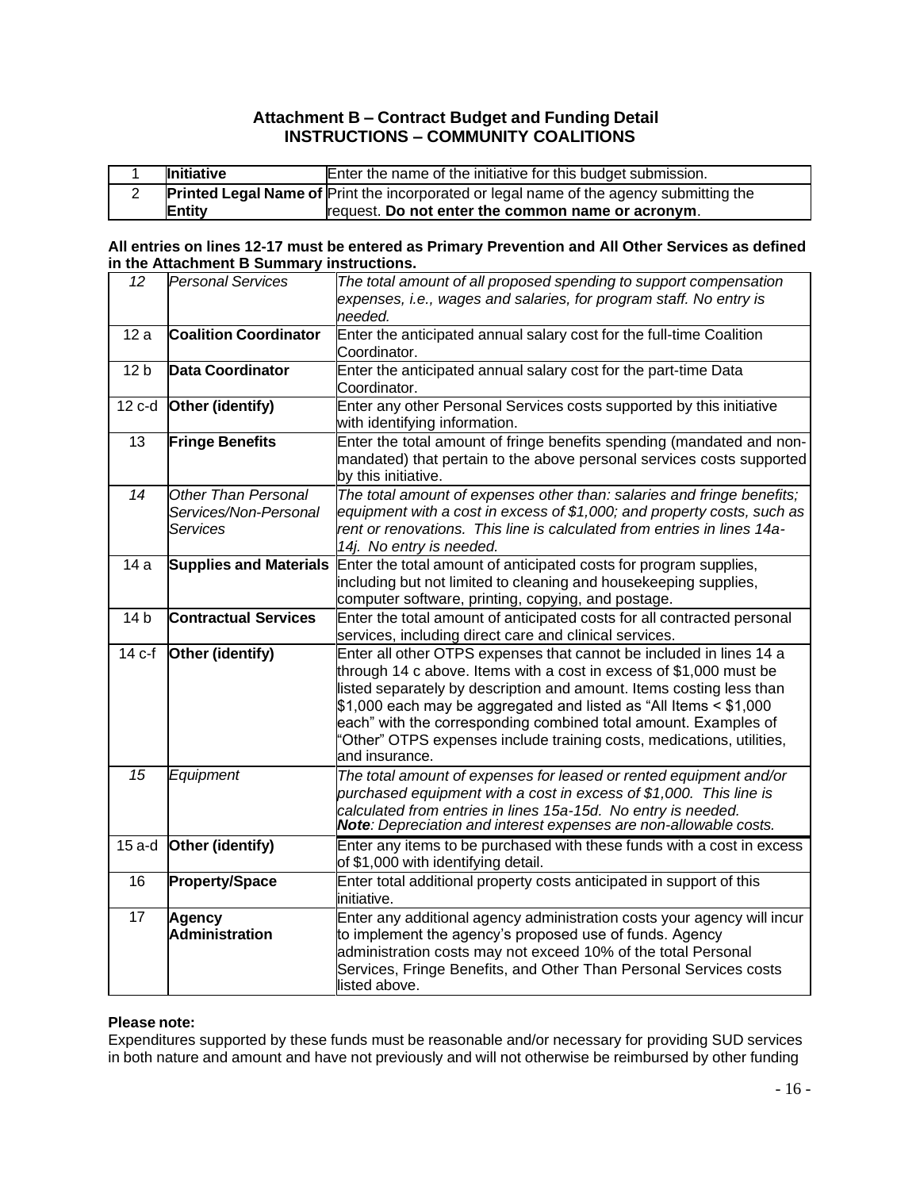**Attachment B – Contract Budget and Funding Detail**
**INSTRUCTIONS – COMMUNITY COALITIONS**

| | | |
|---|---|---|
| 1 | **Initiative** | Enter the name of the initiative for this budget submission. |
| 2 | **Printed Legal Name of Entity** | Print the incorporated or legal name of the agency submitting the request. **Do not enter the common name or acronym**. |

**All entries on lines 12-17 must be entered as Primary Prevention and All Other Services as defined in the Attachment B Summary instructions.**

| | | |
|---|---|---|
| *12* | *Personal Services* | *The total amount of all proposed spending to support compensation expenses, i.e., wages and salaries, for program staff. No entry is needed.* |
| 12 a | **Coalition Coordinator** | Enter the anticipated annual salary cost for the full-time Coalition Coordinator. |
| 12 b | **Data Coordinator** | Enter the anticipated annual salary cost for the part-time Data Coordinator. |
| 12 c-d | **Other (identify)** | Enter any other Personal Services costs supported by this initiative with identifying information. |
| 13 | **Fringe Benefits** | Enter the total amount of fringe benefits spending (mandated and non-mandated) that pertain to the above personal services costs supported by this initiative. |
| *14* | *Other Than Personal Services/Non-Personal Services* | *The total amount of expenses other than: salaries and fringe benefits; equipment with a cost in excess of $1,000; and property costs, such as rent or renovations. This line is calculated from entries in lines 14a-14j. No entry is needed.* |
| 14 a | **Supplies and Materials** | Enter the total amount of anticipated costs for program supplies, including but not limited to cleaning and housekeeping supplies, computer software, printing, copying, and postage. |
| 14 b | **Contractual Services** | Enter the total amount of anticipated costs for all contracted personal services, including direct care and clinical services. |
| 14 c-f | **Other (identify)** | Enter all other OTPS expenses that cannot be included in lines 14 a through 14 c above. Items with a cost in excess of $1,000 must be listed separately by description and amount. Items costing less than $1,000 each may be aggregated and listed as "All Items < $1,000 each" with the corresponding combined total amount. Examples of "Other" OTPS expenses include training costs, medications, utilities, and insurance. |
| *15* | *Equipment* | *The total amount of expenses for leased or rented equipment and/or purchased equipment with a cost in excess of $1,000. This line is calculated from entries in lines 15a-15d. No entry is needed.* ***Note**: Depreciation and interest expenses are non-allowable costs.* |
| 15 a-d | **Other (identify)** | Enter any items to be purchased with these funds with a cost in excess of $1,000 with identifying detail. |
| 16 | **Property/Space** | Enter total additional property costs anticipated in support of this initiative. |
| 17 | **Agency Administration** | Enter any additional agency administration costs your agency will incur to implement the agency's proposed use of funds. Agency administration costs may not exceed 10% of the total Personal Services, Fringe Benefits, and Other Than Personal Services costs listed above. |

**Please note:**
Expenditures supported by these funds must be reasonable and/or necessary for providing SUD services in both nature and amount and have not previously and will not otherwise be reimbursed by other funding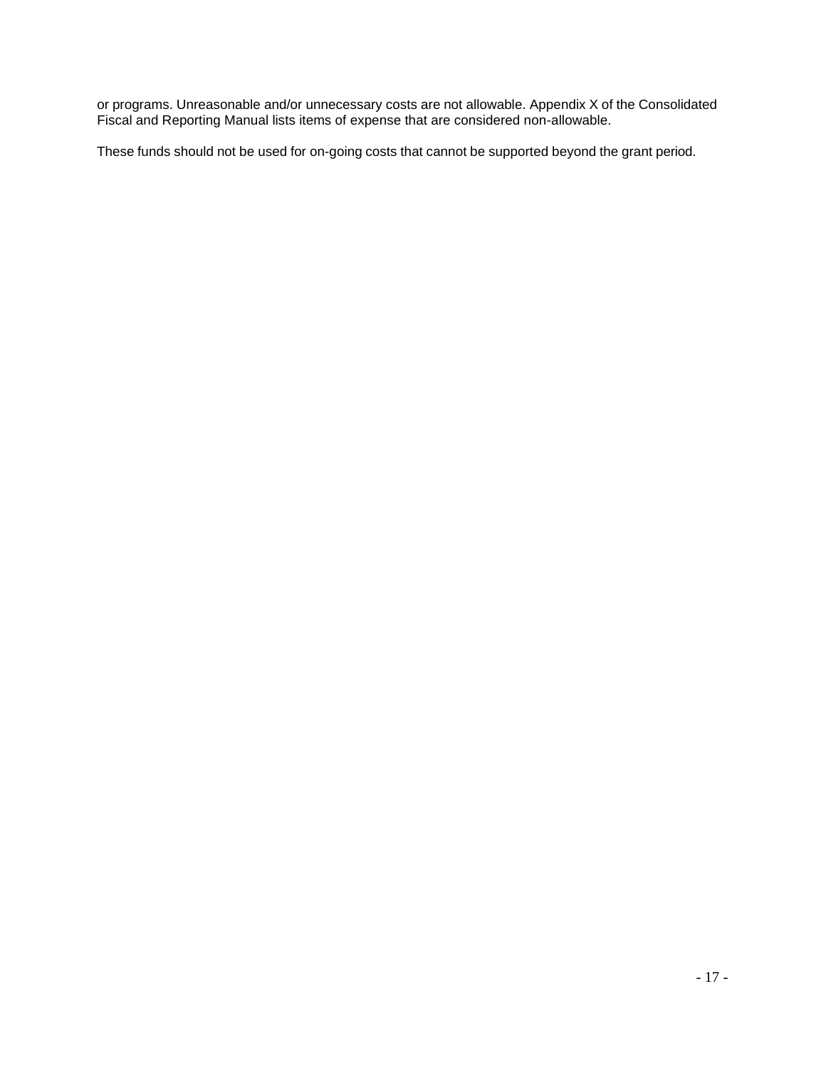or programs. Unreasonable and/or unnecessary costs are not allowable. Appendix X of the Consolidated Fiscal and Reporting Manual lists items of expense that are considered non-allowable.

These funds should not be used for on-going costs that cannot be supported beyond the grant period.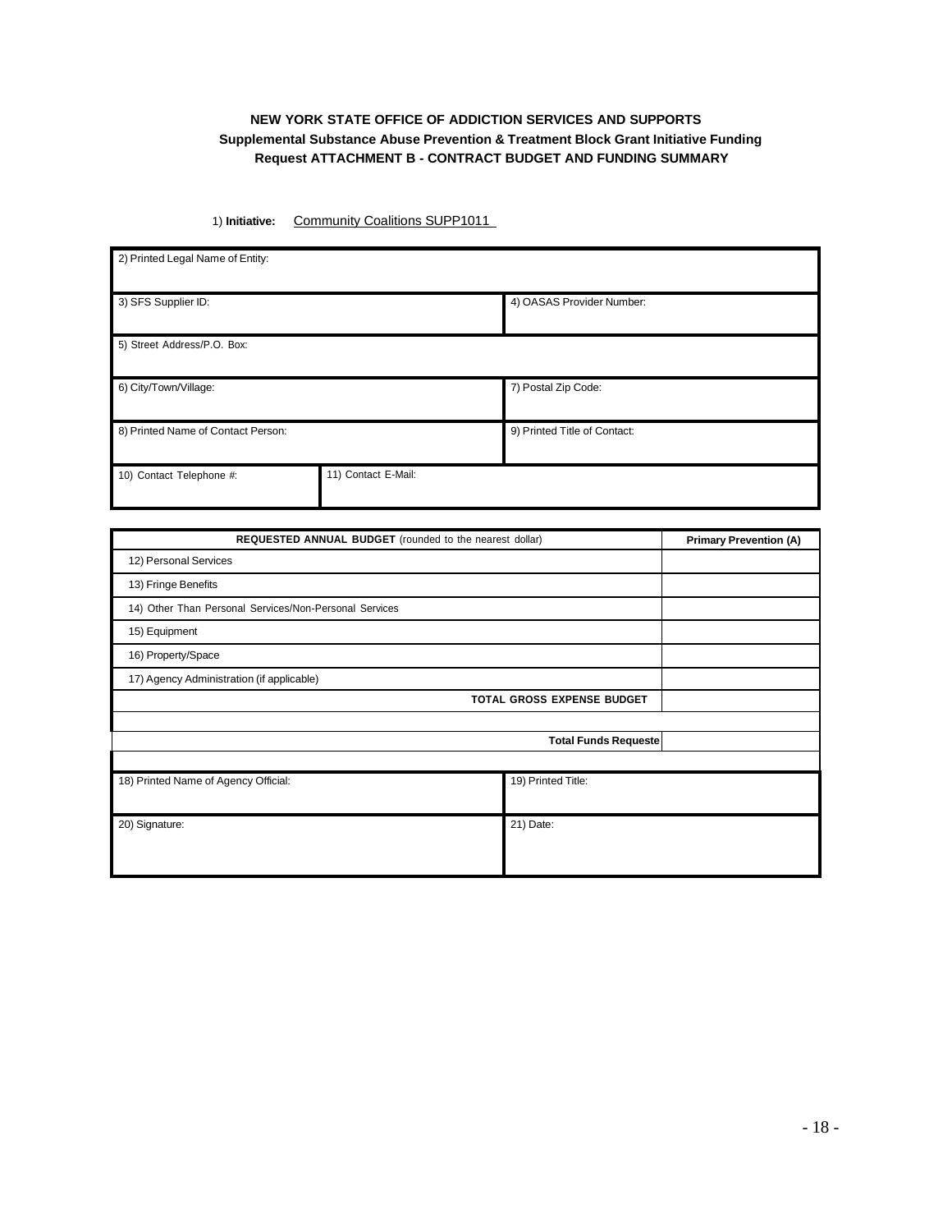**NEW YORK STATE OFFICE OF ADDICTION SERVICES AND SUPPORTS**
**Supplemental Substance Abuse Prevention & Treatment Block Grant Initiative Funding Request ATTACHMENT B - CONTRACT BUDGET AND FUNDING SUMMARY**

1) **Initiative:** Community Coalitions SUPP1011

| 2) Printed Legal Name of Entity: | | |
|---|---|---|
| 3) SFS Supplier ID: | | 4) OASAS Provider Number: |
| 5) Street Address/P.O. Box: | | |
| 6) City/Town/Village: | | 7) Postal Zip Code: |
| 8) Printed Name of Contact Person: | | 9) Printed Title of Contact: |
| 10) Contact Telephone #: | 11) Contact E-Mail: | |

| **REQUESTED ANNUAL BUDGET** (rounded to the nearest dollar) | **Primary Prevention (A)** |
|---|---|
| 12) Personal Services | |
| 13) Fringe Benefits | |
| 14) Other Than Personal Services/Non-Personal Services | |
| 15) Equipment | |
| 16) Property/Space | |
| 17) Agency Administration (if applicable) | |
| **TOTAL GROSS EXPENSE BUDGET** | |
| | |
| **Total Funds Requeste** | |

| 18) Printed Name of Agency Official: | 19) Printed Title: |
|---|---|
| 20) Signature: | 21) Date: |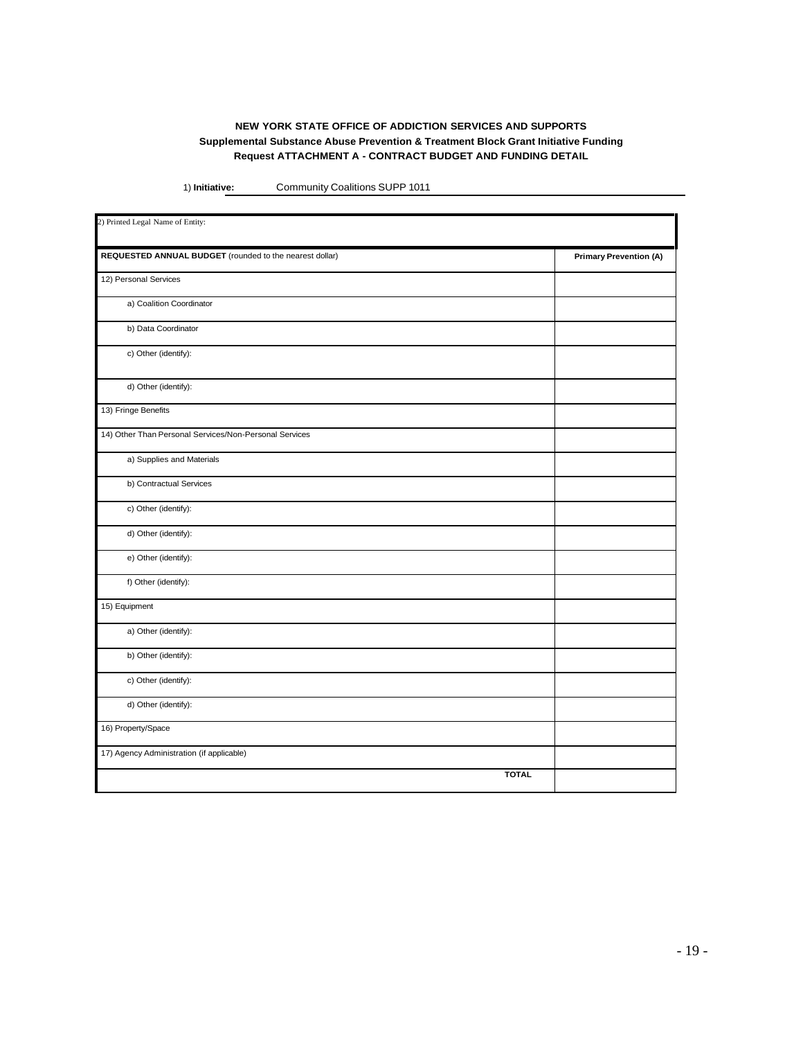**NEW YORK STATE OFFICE OF ADDICTION SERVICES AND SUPPORTS**
**Supplemental Substance Abuse Prevention & Treatment Block Grant Initiative Funding Request ATTACHMENT A - CONTRACT BUDGET AND FUNDING DETAIL**

1) **Initiative:** Community Coalitions SUPP 1011

| 2) Printed Legal Name of Entity: | |
|---|---|
| **REQUESTED ANNUAL BUDGET** (rounded to the nearest dollar) | **Primary Prevention (A)** |
| 12) Personal Services | |
| a) Coalition Coordinator | |
| b) Data Coordinator | |
| c) Other (identify): | |
| d) Other (identify): | |
| 13) Fringe Benefits | |
| 14) Other Than Personal Services/Non-Personal Services | |
| a) Supplies and Materials | |
| b) Contractual Services | |
| c) Other (identify): | |
| d) Other (identify): | |
| e) Other (identify): | |
| f) Other (identify): | |
| 15) Equipment | |
| a) Other (identify): | |
| b) Other (identify): | |
| c) Other (identify): | |
| d) Other (identify): | |
| 16) Property/Space | |
| 17) Agency Administration (if applicable) | |
| **TOTAL** | |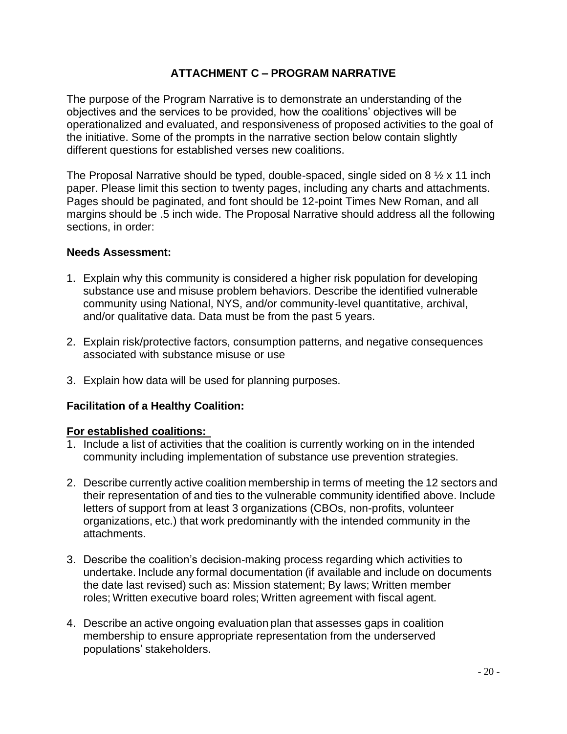# ATTACHMENT C – PROGRAM NARRATIVE

The purpose of the Program Narrative is to demonstrate an understanding of the objectives and the services to be provided, how the coalitions' objectives will be operationalized and evaluated, and responsiveness of proposed activities to the goal of the initiative. Some of the prompts in the narrative section below contain slightly different questions for established verses new coalitions.

The Proposal Narrative should be typed, double-spaced, single sided on 8 ½ x 11 inch paper. Please limit this section to twenty pages, including any charts and attachments. Pages should be paginated, and font should be 12-point Times New Roman, and all margins should be .5 inch wide. The Proposal Narrative should address all the following sections, in order:

**Needs Assessment:**

1. Explain why this community is considered a higher risk population for developing substance use and misuse problem behaviors. Describe the identified vulnerable community using National, NYS, and/or community-level quantitative, archival, and/or qualitative data. Data must be from the past 5 years.

2. Explain risk/protective factors, consumption patterns, and negative consequences associated with substance misuse or use

3. Explain how data will be used for planning purposes.

**Facilitation of a Healthy Coalition:**

**<u>For established coalitions:</u>**

1. Include a list of activities that the coalition is currently working on in the intended community including implementation of substance use prevention strategies.

2. Describe currently active coalition membership in terms of meeting the 12 sectors and their representation of and ties to the vulnerable community identified above. Include letters of support from at least 3 organizations (CBOs, non-profits, volunteer organizations, etc.) that work predominantly with the intended community in the attachments.

3. Describe the coalition's decision-making process regarding which activities to undertake. Include any formal documentation (if available and include on documents the date last revised) such as: Mission statement; By laws; Written member roles; Written executive board roles; Written agreement with fiscal agent.

4. Describe an active ongoing evaluation plan that assesses gaps in coalition membership to ensure appropriate representation from the underserved populations' stakeholders.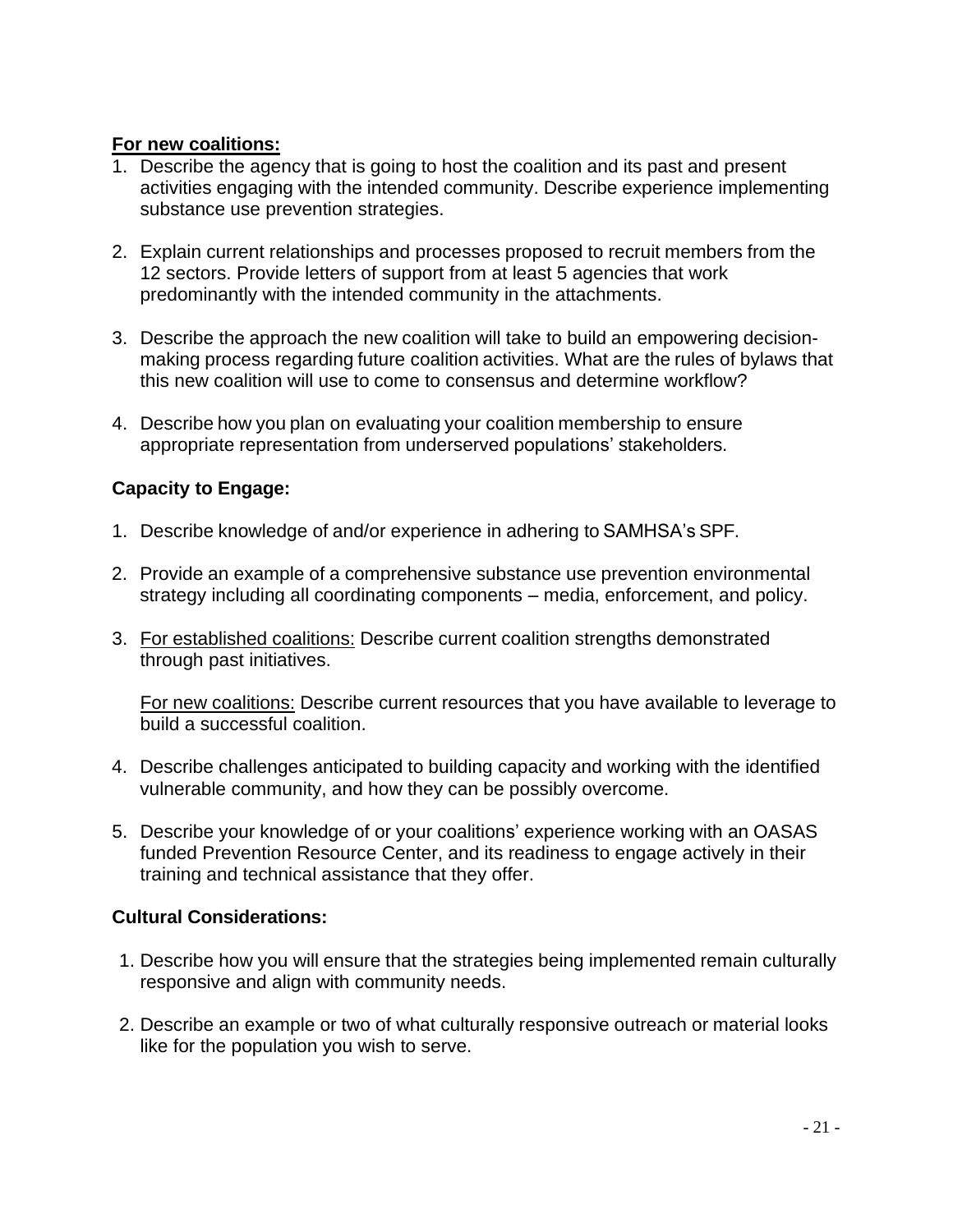**<u>For new coalitions:</u>**

1. Describe the agency that is going to host the coalition and its past and present activities engaging with the intended community. Describe experience implementing substance use prevention strategies.

2. Explain current relationships and processes proposed to recruit members from the 12 sectors. Provide letters of support from at least 5 agencies that work predominantly with the intended community in the attachments.

3. Describe the approach the new coalition will take to build an empowering decision-making process regarding future coalition activities. What are the rules of bylaws that this new coalition will use to come to consensus and determine workflow?

4. Describe how you plan on evaluating your coalition membership to ensure appropriate representation from underserved populations' stakeholders.

**Capacity to Engage:**

1. Describe knowledge of and/or experience in adhering to SAMHSA's SPF.

2. Provide an example of a comprehensive substance use prevention environmental strategy including all coordinating components – media, enforcement, and policy.

3. <u>For established coalitions:</u> Describe current coalition strengths demonstrated through past initiatives.

   <u>For new coalitions:</u> Describe current resources that you have available to leverage to build a successful coalition.

4. Describe challenges anticipated to building capacity and working with the identified vulnerable community, and how they can be possibly overcome.

5. Describe your knowledge of or your coalitions' experience working with an OASAS funded Prevention Resource Center, and its readiness to engage actively in their training and technical assistance that they offer.

**Cultural Considerations:**

1. Describe how you will ensure that the strategies being implemented remain culturally responsive and align with community needs.

2. Describe an example or two of what culturally responsive outreach or material looks like for the population you wish to serve.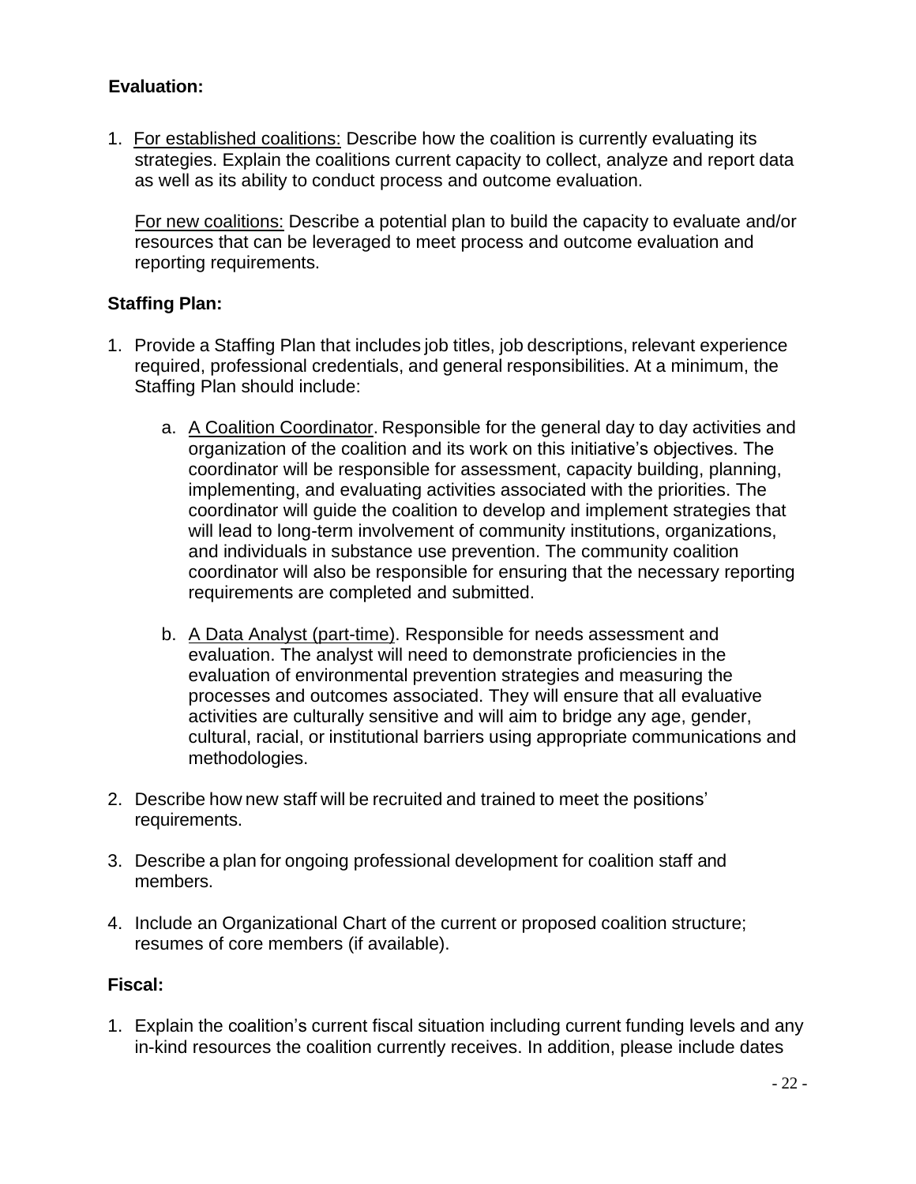**Evaluation:**

1. For established coalitions: Describe how the coalition is currently evaluating its strategies. Explain the coalitions current capacity to collect, analyze and report data as well as its ability to conduct process and outcome evaluation.

   For new coalitions: Describe a potential plan to build the capacity to evaluate and/or resources that can be leveraged to meet process and outcome evaluation and reporting requirements.

**Staffing Plan:**

1. Provide a Staffing Plan that includes job titles, job descriptions, relevant experience required, professional credentials, and general responsibilities. At a minimum, the Staffing Plan should include:

   a. A Coalition Coordinator. Responsible for the general day to day activities and organization of the coalition and its work on this initiative's objectives. The coordinator will be responsible for assessment, capacity building, planning, implementing, and evaluating activities associated with the priorities. The coordinator will guide the coalition to develop and implement strategies that will lead to long-term involvement of community institutions, organizations, and individuals in substance use prevention. The community coalition coordinator will also be responsible for ensuring that the necessary reporting requirements are completed and submitted.

   b. A Data Analyst (part-time). Responsible for needs assessment and evaluation. The analyst will need to demonstrate proficiencies in the evaluation of environmental prevention strategies and measuring the processes and outcomes associated. They will ensure that all evaluative activities are culturally sensitive and will aim to bridge any age, gender, cultural, racial, or institutional barriers using appropriate communications and methodologies.

2. Describe how new staff will be recruited and trained to meet the positions' requirements.

3. Describe a plan for ongoing professional development for coalition staff and members.

4. Include an Organizational Chart of the current or proposed coalition structure; resumes of core members (if available).

**Fiscal:**

1. Explain the coalition's current fiscal situation including current funding levels and any in-kind resources the coalition currently receives. In addition, please include dates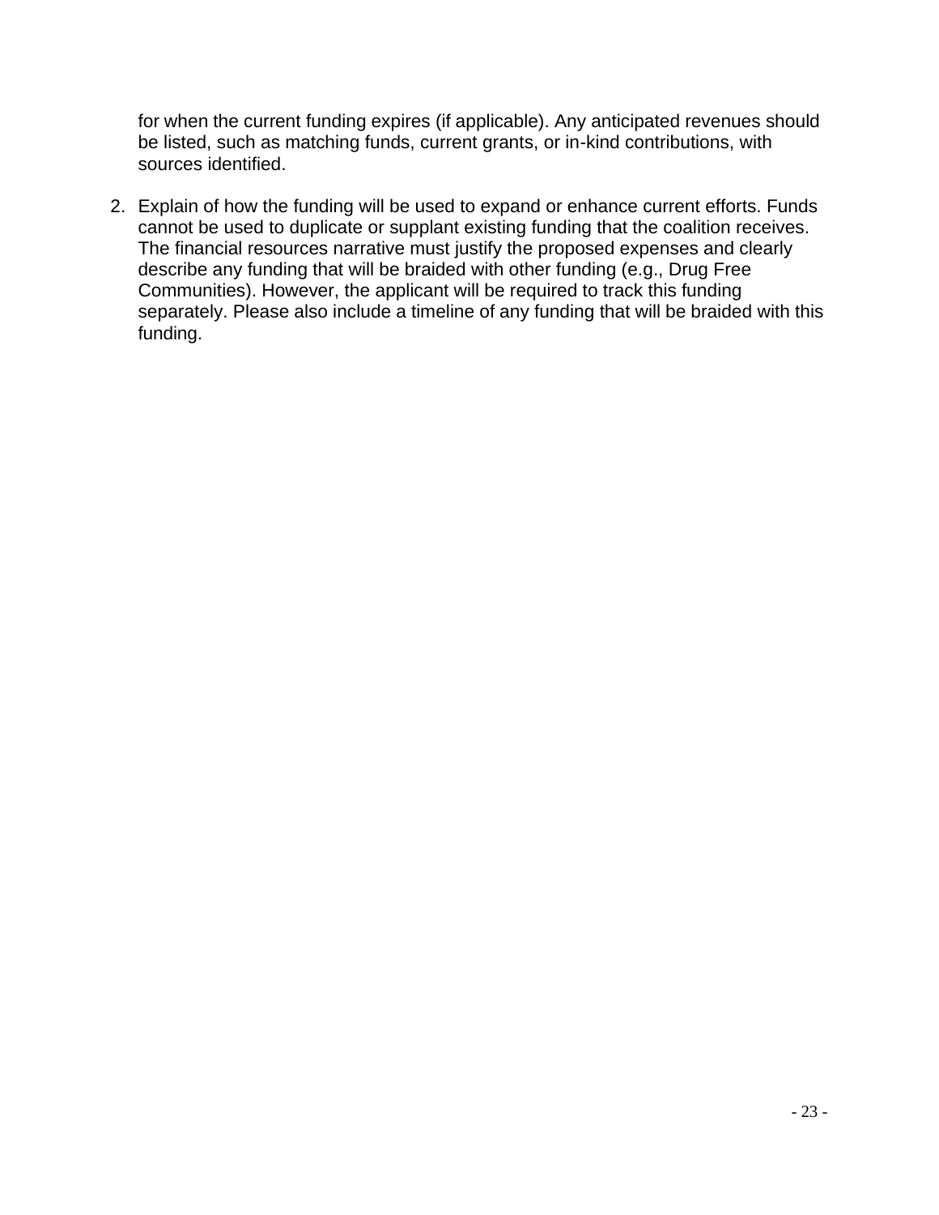for when the current funding expires (if applicable). Any anticipated revenues should be listed, such as matching funds, current grants, or in-kind contributions, with sources identified.

2. Explain of how the funding will be used to expand or enhance current efforts. Funds cannot be used to duplicate or supplant existing funding that the coalition receives. The financial resources narrative must justify the proposed expenses and clearly describe any funding that will be braided with other funding (e.g., Drug Free Communities). However, the applicant will be required to track this funding separately. Please also include a timeline of any funding that will be braided with this funding.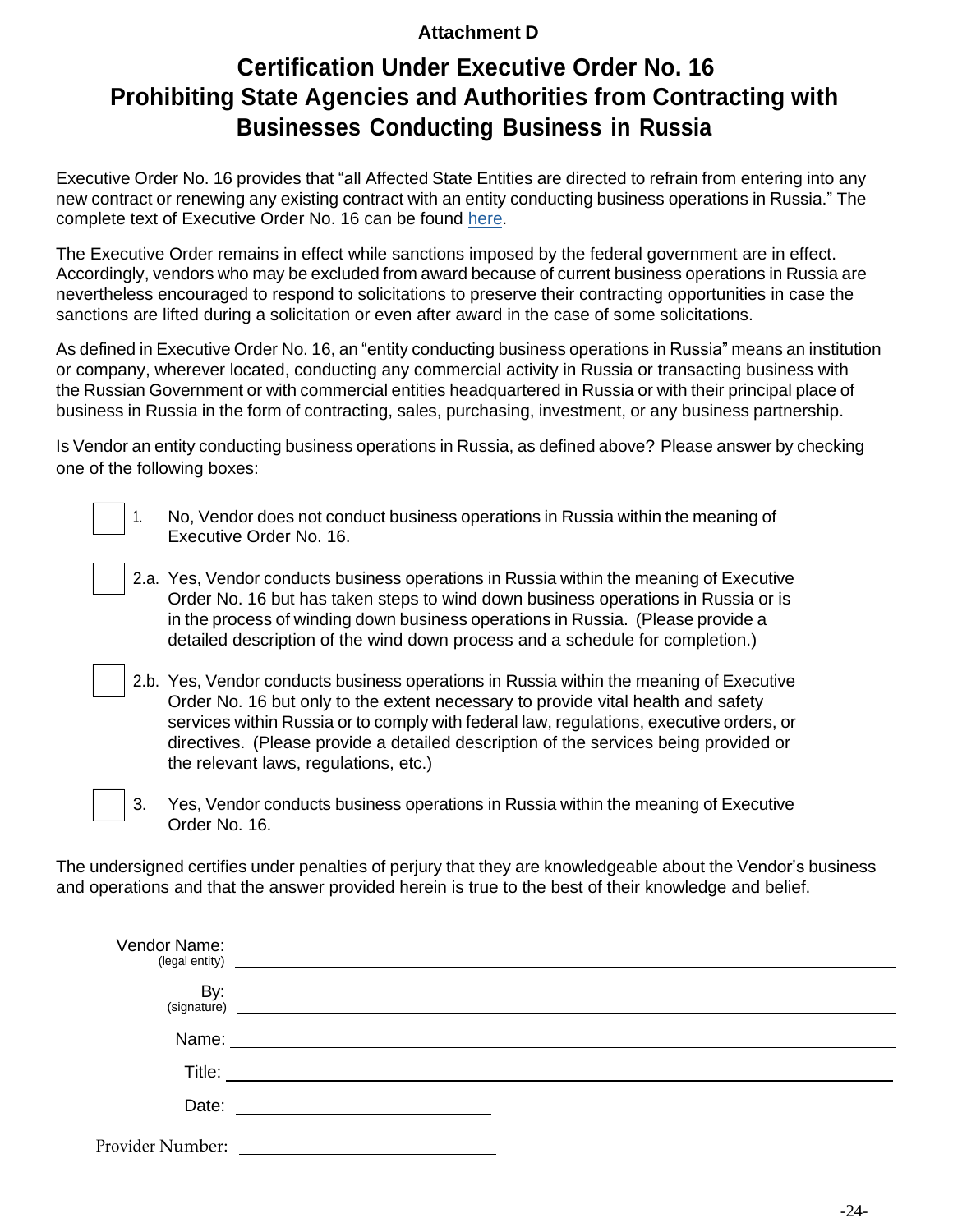**Attachment D**

# Certification Under Executive Order No. 16 Prohibiting State Agencies and Authorities from Contracting with Businesses Conducting Business in Russia

Executive Order No. 16 provides that "all Affected State Entities are directed to refrain from entering into any new contract or renewing any existing contract with an entity conducting business operations in Russia." The complete text of Executive Order No. 16 can be found here.

The Executive Order remains in effect while sanctions imposed by the federal government are in effect. Accordingly, vendors who may be excluded from award because of current business operations in Russia are nevertheless encouraged to respond to solicitations to preserve their contracting opportunities in case the sanctions are lifted during a solicitation or even after award in the case of some solicitations.

As defined in Executive Order No. 16, an "entity conducting business operations in Russia" means an institution or company, wherever located, conducting any commercial activity in Russia or transacting business with the Russian Government or with commercial entities headquartered in Russia or with their principal place of business in Russia in the form of contracting, sales, purchasing, investment, or any business partnership.

Is Vendor an entity conducting business operations in Russia, as defined above? Please answer by checking one of the following boxes:

☐ 1. No, Vendor does not conduct business operations in Russia within the meaning of Executive Order No. 16.

☐ 2.a. Yes, Vendor conducts business operations in Russia within the meaning of Executive Order No. 16 but has taken steps to wind down business operations in Russia or is in the process of winding down business operations in Russia. (Please provide a detailed description of the wind down process and a schedule for completion.)

☐ 2.b. Yes, Vendor conducts business operations in Russia within the meaning of Executive Order No. 16 but only to the extent necessary to provide vital health and safety services within Russia or to comply with federal law, regulations, executive orders, or directives. (Please provide a detailed description of the services being provided or the relevant laws, regulations, etc.)

☐ 3. Yes, Vendor conducts business operations in Russia within the meaning of Executive Order No. 16.

The undersigned certifies under penalties of perjury that they are knowledgeable about the Vendor's business and operations and that the answer provided herein is true to the best of their knowledge and belief.

Vendor Name: (legal entity) ______________________________

By: (signature) ______________________________

Name: ______________________________

Title: ______________________________

Date: ______________________________

Provider Number: ______________________________